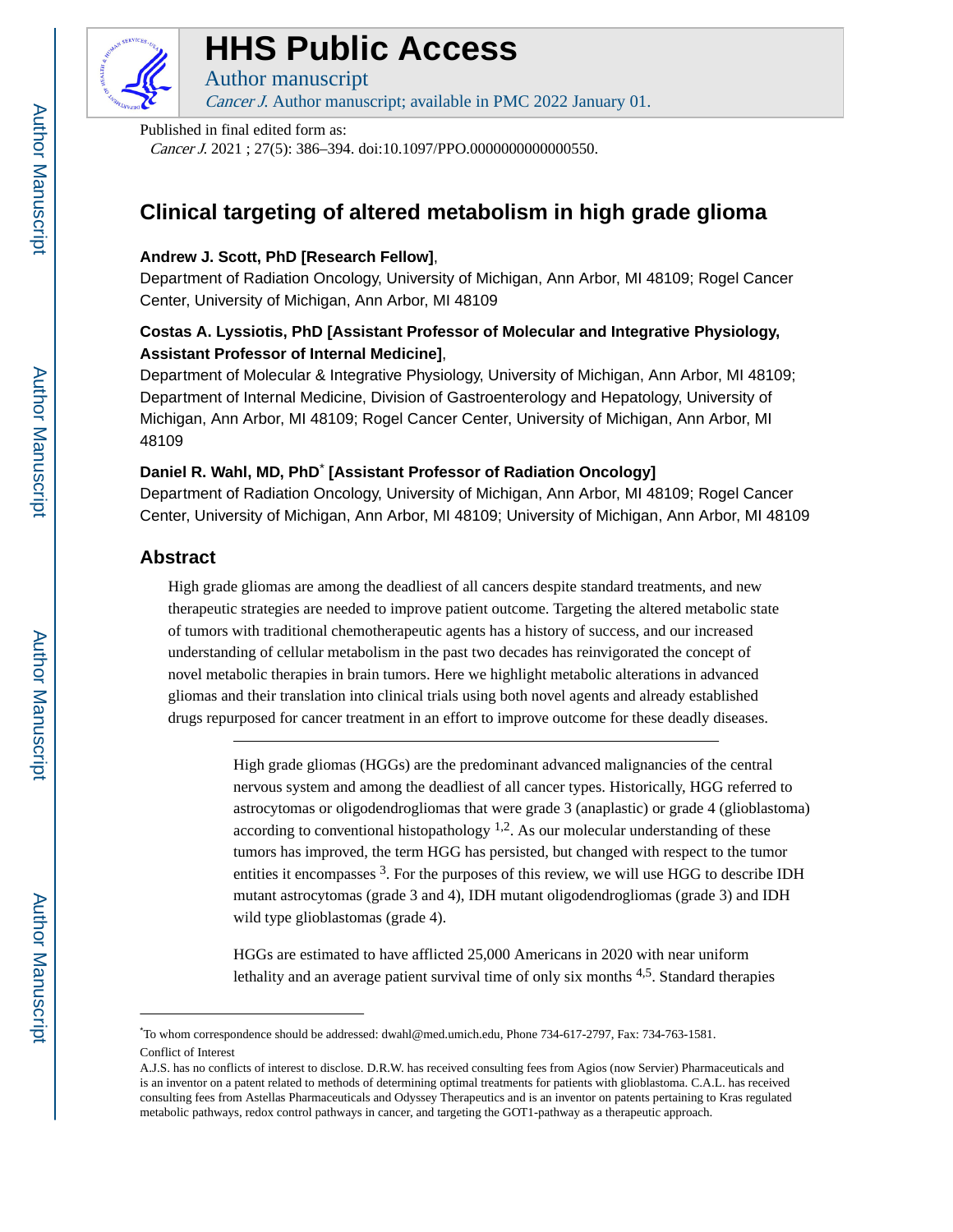# HHS Public Access

Author manuscript

*Cancer J.* Author manuscript; available in PMC 2022 January 01.

Published in final edited form as:

*Cancer J.* 2021 ; 27(5): 386–394. doi:10.1097/PPO.0000000000000550.

# Clinical targeting of altered metabolism in high grade glioma

**Andrew J. Scott, PhD [Research Fellow]**,

Department of Radiation Oncology, University of Michigan, Ann Arbor, MI 48109; Rogel Cancer Center, University of Michigan, Ann Arbor, MI 48109

**Costas A. Lyssiotis, PhD [Assistant Professor of Molecular and Integrative Physiology, Assistant Professor of Internal Medicine]**,

Department of Molecular & Integrative Physiology, University of Michigan, Ann Arbor, MI 48109; Department of Internal Medicine, Division of Gastroenterology and Hepatology, University of Michigan, Ann Arbor, MI 48109; Rogel Cancer Center, University of Michigan, Ann Arbor, MI 48109

**Daniel R. Wahl, MD, PhD[*] [Assistant Professor of Radiation Oncology]**

Department of Radiation Oncology, University of Michigan, Ann Arbor, MI 48109; Rogel Cancer Center, University of Michigan, Ann Arbor, MI 48109; University of Michigan, Ann Arbor, MI 48109

## Abstract

High grade gliomas are among the deadliest of all cancers despite standard treatments, and new therapeutic strategies are needed to improve patient outcome. Targeting the altered metabolic state of tumors with traditional chemotherapeutic agents has a history of success, and our increased understanding of cellular metabolism in the past two decades has reinvigorated the concept of novel metabolic therapies in brain tumors. Here we highlight metabolic alterations in advanced gliomas and their translation into clinical trials using both novel agents and already established drugs repurposed for cancer treatment in an effort to improve outcome for these deadly diseases.

---

High grade gliomas (HGGs) are the predominant advanced malignancies of the central nervous system and among the deadliest of all cancer types. Historically, HGG referred to astrocytomas or oligodendrogliomas that were grade 3 (anaplastic) or grade 4 (glioblastoma) according to conventional histopathology [1,2]. As our molecular understanding of these tumors has improved, the term HGG has persisted, but changed with respect to the tumor entities it encompasses [3]. For the purposes of this review, we will use HGG to describe IDH mutant astrocytomas (grade 3 and 4), IDH mutant oligodendrogliomas (grade 3) and IDH wild type glioblastomas (grade 4).

HGGs are estimated to have afflicted 25,000 Americans in 2020 with near uniform lethality and an average patient survival time of only six months [4,5]. Standard therapies

---

[*]To whom correspondence should be addressed: dwahl@med.umich.edu, Phone 734-617-2797, Fax: 734-763-1581.

Conflict of Interest

A.J.S. has no conflicts of interest to disclose. D.R.W. has received consulting fees from Agios (now Servier) Pharmaceuticals and is an inventor on a patent related to methods of determining optimal treatments for patients with glioblastoma. C.A.L. has received consulting fees from Astellas Pharmaceuticals and Odyssey Therapeutics and is an inventor on patents pertaining to Kras regulated metabolic pathways, redox control pathways in cancer, and targeting the GOT1-pathway as a therapeutic approach.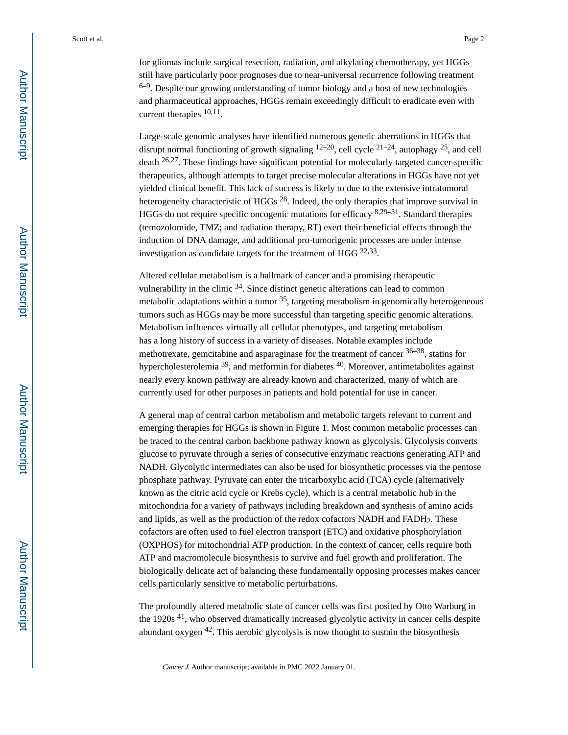for gliomas include surgical resection, radiation, and alkylating chemotherapy, yet HGGs still have particularly poor prognoses due to near-universal recurrence following treatment [6–9]. Despite our growing understanding of tumor biology and a host of new technologies and pharmaceutical approaches, HGGs remain exceedingly difficult to eradicate even with current therapies [10,11].

Large-scale genomic analyses have identified numerous genetic aberrations in HGGs that disrupt normal functioning of growth signaling [12–20], cell cycle [21–24], autophagy [25], and cell death [26,27]. These findings have significant potential for molecularly targeted cancer-specific therapeutics, although attempts to target precise molecular alterations in HGGs have not yet yielded clinical benefit. This lack of success is likely to due to the extensive intratumoral heterogeneity characteristic of HGGs [28]. Indeed, the only therapies that improve survival in HGGs do not require specific oncogenic mutations for efficacy [8,29–31]. Standard therapies (temozolomide, TMZ; and radiation therapy, RT) exert their beneficial effects through the induction of DNA damage, and additional pro-tumorigenic processes are under intense investigation as candidate targets for the treatment of HGG [32,33].

Altered cellular metabolism is a hallmark of cancer and a promising therapeutic vulnerability in the clinic [34]. Since distinct genetic alterations can lead to common metabolic adaptations within a tumor [35], targeting metabolism in genomically heterogeneous tumors such as HGGs may be more successful than targeting specific genomic alterations. Metabolism influences virtually all cellular phenotypes, and targeting metabolism has a long history of success in a variety of diseases. Notable examples include methotrexate, gemcitabine and asparaginase for the treatment of cancer [36–38], statins for hypercholesterolemia [39], and metformin for diabetes [40]. Moreover, antimetabolites against nearly every known pathway are already known and characterized, many of which are currently used for other purposes in patients and hold potential for use in cancer.

A general map of central carbon metabolism and metabolic targets relevant to current and emerging therapies for HGGs is shown in Figure 1. Most common metabolic processes can be traced to the central carbon backbone pathway known as glycolysis. Glycolysis converts glucose to pyruvate through a series of consecutive enzymatic reactions generating ATP and NADH. Glycolytic intermediates can also be used for biosynthetic processes via the pentose phosphate pathway. Pyruvate can enter the tricarboxylic acid (TCA) cycle (alternatively known as the citric acid cycle or Krebs cycle), which is a central metabolic hub in the mitochondria for a variety of pathways including breakdown and synthesis of amino acids and lipids, as well as the production of the redox cofactors NADH and $FADH_2$. These cofactors are often used to fuel electron transport (ETC) and oxidative phosphorylation (OXPHOS) for mitochondrial ATP production. In the context of cancer, cells require both ATP and macromolecule biosynthesis to survive and fuel growth and proliferation. The biologically delicate act of balancing these fundamentally opposing processes makes cancer cells particularly sensitive to metabolic perturbations.

The profoundly altered metabolic state of cancer cells was first posited by Otto Warburg in the 1920s [41], who observed dramatically increased glycolytic activity in cancer cells despite abundant oxygen [42]. This aerobic glycolysis is now thought to sustain the biosynthesis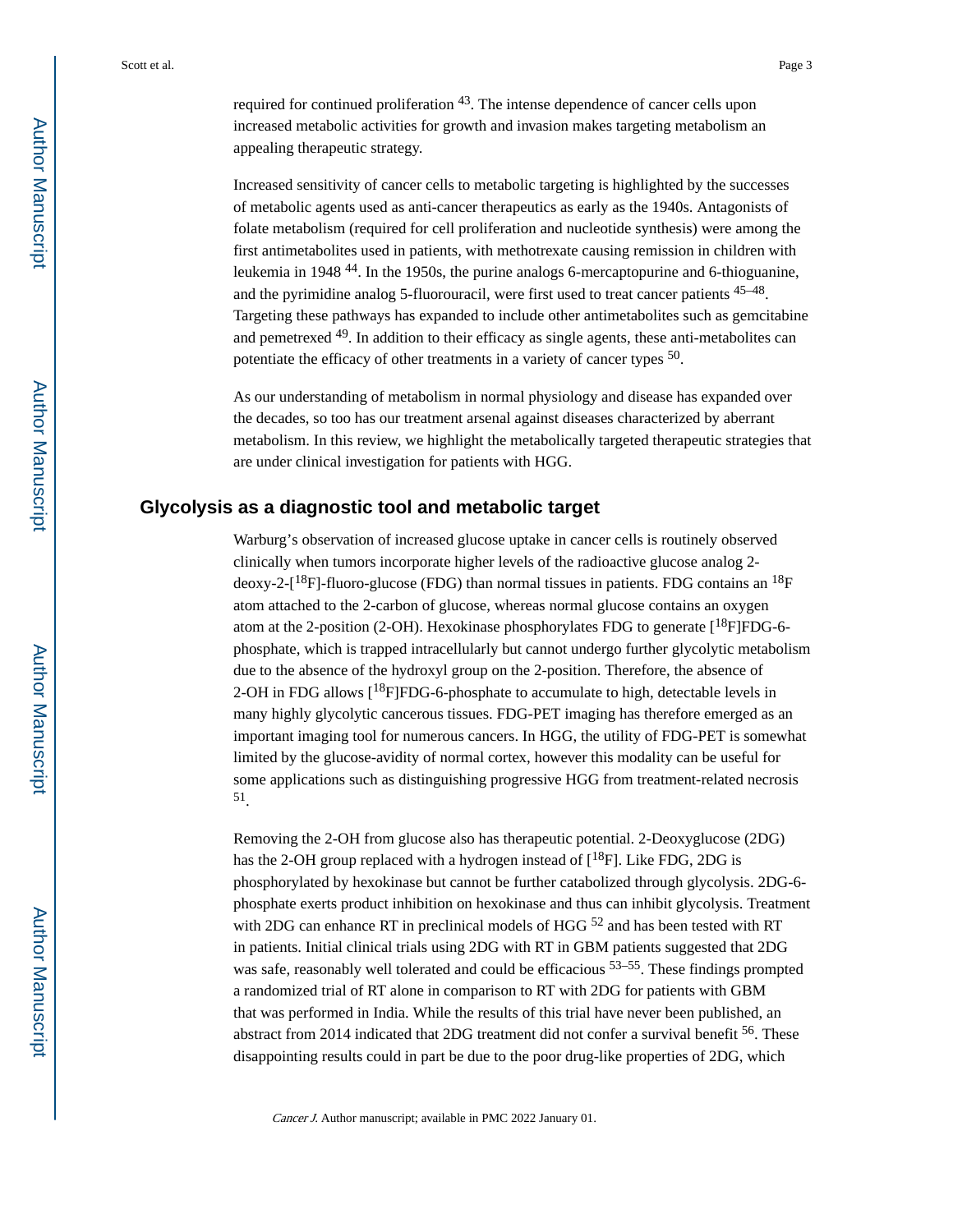required for continued proliferation [43]. The intense dependence of cancer cells upon increased metabolic activities for growth and invasion makes targeting metabolism an appealing therapeutic strategy.

Increased sensitivity of cancer cells to metabolic targeting is highlighted by the successes of metabolic agents used as anti-cancer therapeutics as early as the 1940s. Antagonists of folate metabolism (required for cell proliferation and nucleotide synthesis) were among the first antimetabolites used in patients, with methotrexate causing remission in children with leukemia in 1948 [44]. In the 1950s, the purine analogs 6-mercaptopurine and 6-thioguanine, and the pyrimidine analog 5-fluorouracil, were first used to treat cancer patients [45–48]. Targeting these pathways has expanded to include other antimetabolites such as gemcitabine and pemetrexed [49]. In addition to their efficacy as single agents, these anti-metabolites can potentiate the efficacy of other treatments in a variety of cancer types [50].

As our understanding of metabolism in normal physiology and disease has expanded over the decades, so too has our treatment arsenal against diseases characterized by aberrant metabolism. In this review, we highlight the metabolically targeted therapeutic strategies that are under clinical investigation for patients with HGG.

## Glycolysis as a diagnostic tool and metabolic target

Warburg's observation of increased glucose uptake in cancer cells is routinely observed clinically when tumors incorporate higher levels of the radioactive glucose analog 2-deoxy-2-[$^{18}$F]-fluoro-glucose (FDG) than normal tissues in patients. FDG contains an $^{18}$F atom attached to the 2-carbon of glucose, whereas normal glucose contains an oxygen atom at the 2-position (2-OH). Hexokinase phosphorylates FDG to generate [$^{18}$F]FDG-6-phosphate, which is trapped intracellularly but cannot undergo further glycolytic metabolism due to the absence of the hydroxyl group on the 2-position. Therefore, the absence of 2-OH in FDG allows [$^{18}$F]FDG-6-phosphate to accumulate to high, detectable levels in many highly glycolytic cancerous tissues. FDG-PET imaging has therefore emerged as an important imaging tool for numerous cancers. In HGG, the utility of FDG-PET is somewhat limited by the glucose-avidity of normal cortex, however this modality can be useful for some applications such as distinguishing progressive HGG from treatment-related necrosis [51].

Removing the 2-OH from glucose also has therapeutic potential. 2-Deoxyglucose (2DG) has the 2-OH group replaced with a hydrogen instead of [$^{18}$F]. Like FDG, 2DG is phosphorylated by hexokinase but cannot be further catabolized through glycolysis. 2DG-6-phosphate exerts product inhibition on hexokinase and thus can inhibit glycolysis. Treatment with 2DG can enhance RT in preclinical models of HGG [52] and has been tested with RT in patients. Initial clinical trials using 2DG with RT in GBM patients suggested that 2DG was safe, reasonably well tolerated and could be efficacious [53–55]. These findings prompted a randomized trial of RT alone in comparison to RT with 2DG for patients with GBM that was performed in India. While the results of this trial have never been published, an abstract from 2014 indicated that 2DG treatment did not confer a survival benefit [56]. These disappointing results could in part be due to the poor drug-like properties of 2DG, which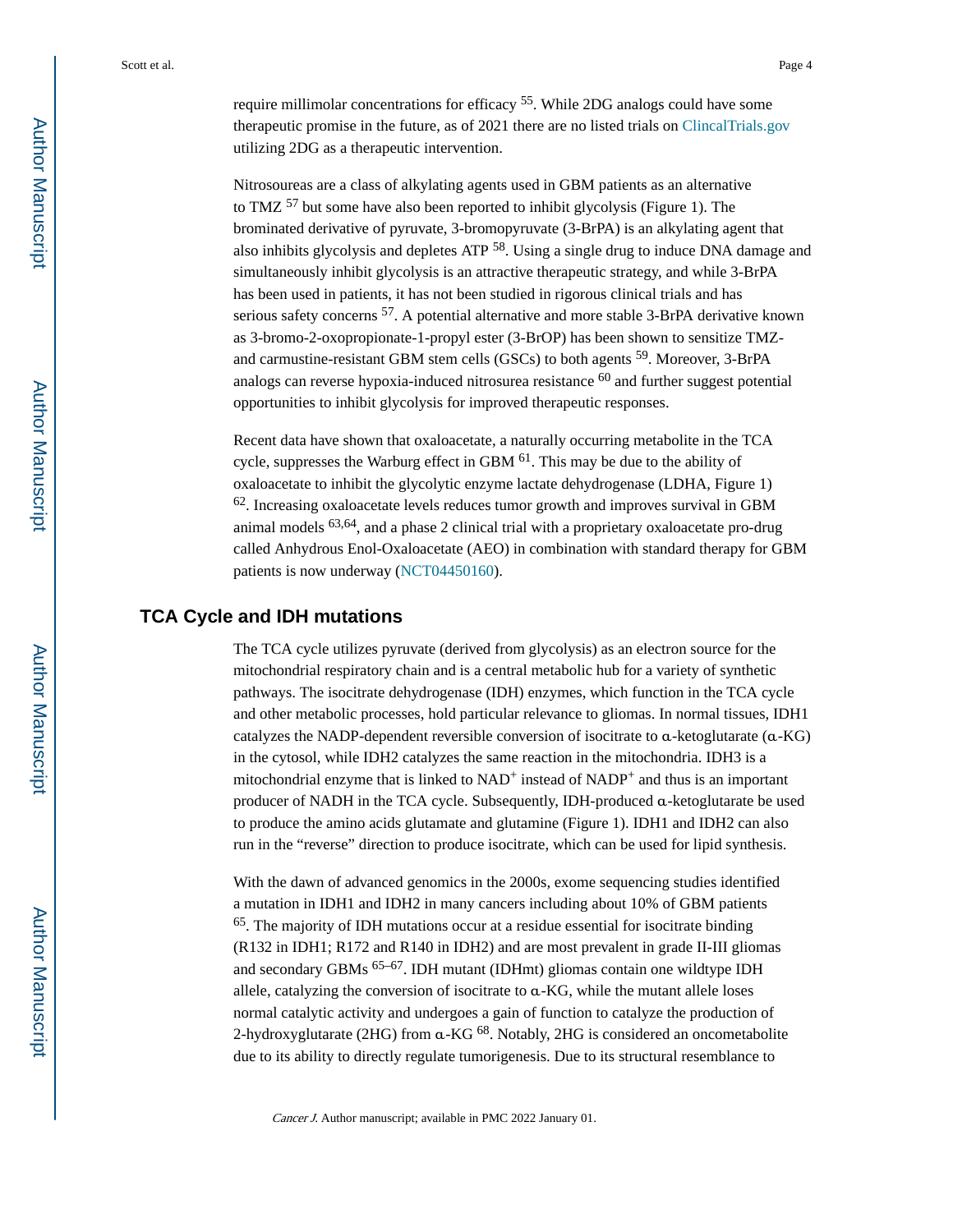require millimolar concentrations for efficacy [55]. While 2DG analogs could have some therapeutic promise in the future, as of 2021 there are no listed trials on ClincalTrials.gov utilizing 2DG as a therapeutic intervention.

Nitrosoureas are a class of alkylating agents used in GBM patients as an alternative to TMZ [57] but some have also been reported to inhibit glycolysis (Figure 1). The brominated derivative of pyruvate, 3-bromopyruvate (3-BrPA) is an alkylating agent that also inhibits glycolysis and depletes ATP [58]. Using a single drug to induce DNA damage and simultaneously inhibit glycolysis is an attractive therapeutic strategy, and while 3-BrPA has been used in patients, it has not been studied in rigorous clinical trials and has serious safety concerns [57]. A potential alternative and more stable 3-BrPA derivative known as 3-bromo-2-oxopropionate-1-propyl ester (3-BrOP) has been shown to sensitize TMZ- and carmustine-resistant GBM stem cells (GSCs) to both agents [59]. Moreover, 3-BrPA analogs can reverse hypoxia-induced nitrosurea resistance [60] and further suggest potential opportunities to inhibit glycolysis for improved therapeutic responses.

Recent data have shown that oxaloacetate, a naturally occurring metabolite in the TCA cycle, suppresses the Warburg effect in GBM [61]. This may be due to the ability of oxaloacetate to inhibit the glycolytic enzyme lactate dehydrogenase (LDHA, Figure 1) [62]. Increasing oxaloacetate levels reduces tumor growth and improves survival in GBM animal models [63,64], and a phase 2 clinical trial with a proprietary oxaloacetate pro-drug called Anhydrous Enol-Oxaloacetate (AEO) in combination with standard therapy for GBM patients is now underway (NCT04450160).

## TCA Cycle and IDH mutations

The TCA cycle utilizes pyruvate (derived from glycolysis) as an electron source for the mitochondrial respiratory chain and is a central metabolic hub for a variety of synthetic pathways. The isocitrate dehydrogenase (IDH) enzymes, which function in the TCA cycle and other metabolic processes, hold particular relevance to gliomas. In normal tissues, IDH1 catalyzes the NADP-dependent reversible conversion of isocitrate to α-ketoglutarate (α-KG) in the cytosol, while IDH2 catalyzes the same reaction in the mitochondria. IDH3 is a mitochondrial enzyme that is linked to $NAD^+$ instead of $NADP^+$ and thus is an important producer of NADH in the TCA cycle. Subsequently, IDH-produced α-ketoglutarate be used to produce the amino acids glutamate and glutamine (Figure 1). IDH1 and IDH2 can also run in the "reverse" direction to produce isocitrate, which can be used for lipid synthesis.

With the dawn of advanced genomics in the 2000s, exome sequencing studies identified a mutation in IDH1 and IDH2 in many cancers including about 10% of GBM patients [65]. The majority of IDH mutations occur at a residue essential for isocitrate binding (R132 in IDH1; R172 and R140 in IDH2) and are most prevalent in grade II-III gliomas and secondary GBMs [65–67]. IDH mutant (IDHmt) gliomas contain one wildtype IDH allele, catalyzing the conversion of isocitrate to α-KG, while the mutant allele loses normal catalytic activity and undergoes a gain of function to catalyze the production of 2-hydroxyglutarate (2HG) from α-KG [68]. Notably, 2HG is considered an oncometabolite due to its ability to directly regulate tumorigenesis. Due to its structural resemblance to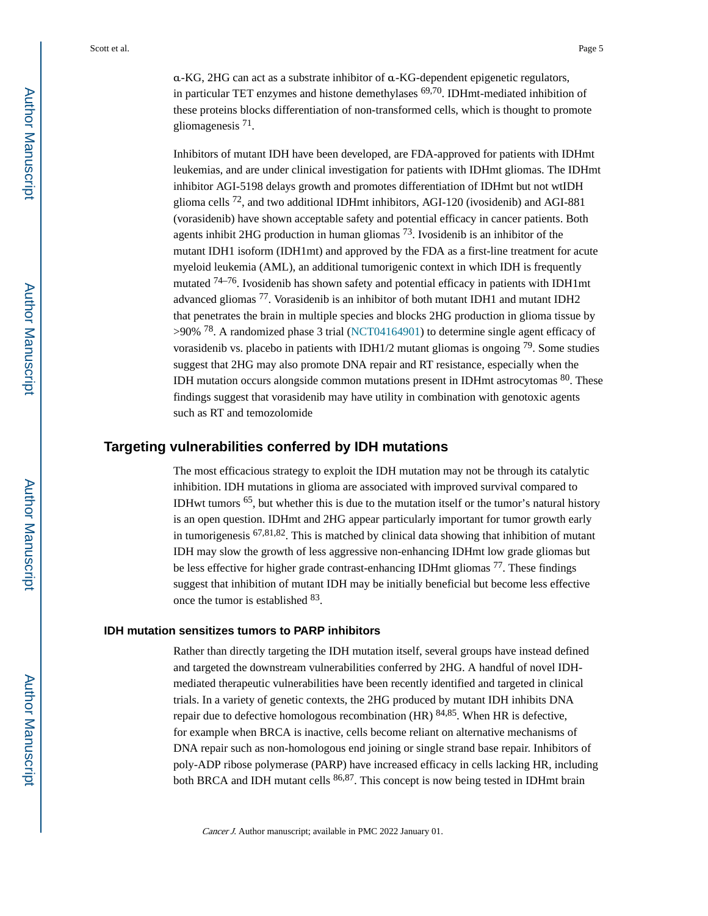α-KG, 2HG can act as a substrate inhibitor of α-KG-dependent epigenetic regulators, in particular TET enzymes and histone demethylases [69,70]. IDHmt-mediated inhibition of these proteins blocks differentiation of non-transformed cells, which is thought to promote gliomagenesis [71].

Inhibitors of mutant IDH have been developed, are FDA-approved for patients with IDHmt leukemias, and are under clinical investigation for patients with IDHmt gliomas. The IDHmt inhibitor AGI-5198 delays growth and promotes differentiation of IDHmt but not wtIDH glioma cells [72], and two additional IDHmt inhibitors, AGI-120 (ivosidenib) and AGI-881 (vorasidenib) have shown acceptable safety and potential efficacy in cancer patients. Both agents inhibit 2HG production in human gliomas [73]. Ivosidenib is an inhibitor of the mutant IDH1 isoform (IDH1mt) and approved by the FDA as a first-line treatment for acute myeloid leukemia (AML), an additional tumorigenic context in which IDH is frequently mutated [74–76]. Ivosidenib has shown safety and potential efficacy in patients with IDH1mt advanced gliomas [77]. Vorasidenib is an inhibitor of both mutant IDH1 and mutant IDH2 that penetrates the brain in multiple species and blocks 2HG production in glioma tissue by >90% [78]. A randomized phase 3 trial (NCT04164901) to determine single agent efficacy of vorasidenib vs. placebo in patients with IDH1/2 mutant gliomas is ongoing [79]. Some studies suggest that 2HG may also promote DNA repair and RT resistance, especially when the IDH mutation occurs alongside common mutations present in IDHmt astrocytomas [80]. These findings suggest that vorasidenib may have utility in combination with genotoxic agents such as RT and temozolomide

## Targeting vulnerabilities conferred by IDH mutations

The most efficacious strategy to exploit the IDH mutation may not be through its catalytic inhibition. IDH mutations in glioma are associated with improved survival compared to IDHwt tumors [65], but whether this is due to the mutation itself or the tumor's natural history is an open question. IDHmt and 2HG appear particularly important for tumor growth early in tumorigenesis [67,81,82]. This is matched by clinical data showing that inhibition of mutant IDH may slow the growth of less aggressive non-enhancing IDHmt low grade gliomas but be less effective for higher grade contrast-enhancing IDHmt gliomas [77]. These findings suggest that inhibition of mutant IDH may be initially beneficial but become less effective once the tumor is established [83].

### IDH mutation sensitizes tumors to PARP inhibitors

Rather than directly targeting the IDH mutation itself, several groups have instead defined and targeted the downstream vulnerabilities conferred by 2HG. A handful of novel IDH-mediated therapeutic vulnerabilities have been recently identified and targeted in clinical trials. In a variety of genetic contexts, the 2HG produced by mutant IDH inhibits DNA repair due to defective homologous recombination (HR) [84,85]. When HR is defective, for example when BRCA is inactive, cells become reliant on alternative mechanisms of DNA repair such as non-homologous end joining or single strand base repair. Inhibitors of poly-ADP ribose polymerase (PARP) have increased efficacy in cells lacking HR, including both BRCA and IDH mutant cells [86,87]. This concept is now being tested in IDHmt brain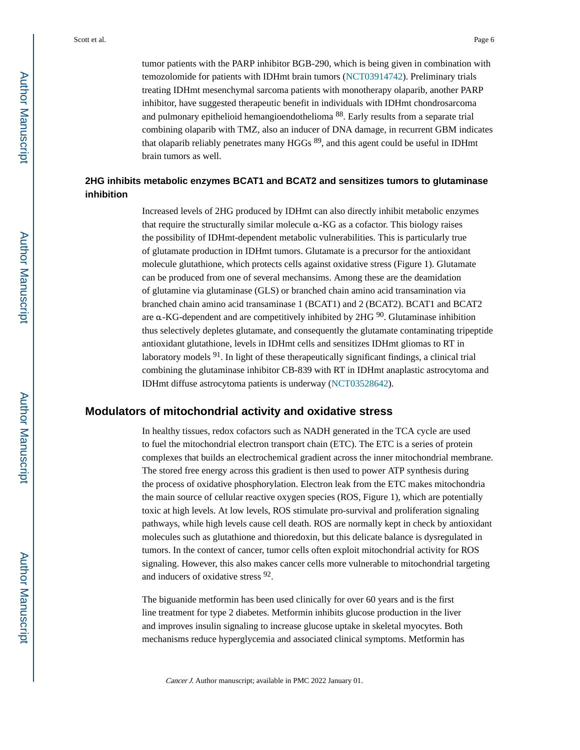tumor patients with the PARP inhibitor BGB-290, which is being given in combination with temozolomide for patients with IDHmt brain tumors (NCT03914742). Preliminary trials treating IDHmt mesenchymal sarcoma patients with monotherapy olaparib, another PARP inhibitor, have suggested therapeutic benefit in individuals with IDHmt chondrosarcoma and pulmonary epithelioid hemangioendothelioma [88]. Early results from a separate trial combining olaparib with TMZ, also an inducer of DNA damage, in recurrent GBM indicates that olaparib reliably penetrates many HGGs [89], and this agent could be useful in IDHmt brain tumors as well.

### 2HG inhibits metabolic enzymes BCAT1 and BCAT2 and sensitizes tumors to glutaminase inhibition

Increased levels of 2HG produced by IDHmt can also directly inhibit metabolic enzymes that require the structurally similar molecule α-KG as a cofactor. This biology raises the possibility of IDHmt-dependent metabolic vulnerabilities. This is particularly true of glutamate production in IDHmt tumors. Glutamate is a precursor for the antioxidant molecule glutathione, which protects cells against oxidative stress (Figure 1). Glutamate can be produced from one of several mechansims. Among these are the deamidation of glutamine via glutaminase (GLS) or branched chain amino acid transamination via branched chain amino acid transaminase 1 (BCAT1) and 2 (BCAT2). BCAT1 and BCAT2 are α-KG-dependent and are competitively inhibited by 2HG [90]. Glutaminase inhibition thus selectively depletes glutamate, and consequently the glutamate contaminating tripeptide antioxidant glutathione, levels in IDHmt cells and sensitizes IDHmt gliomas to RT in laboratory models [91]. In light of these therapeutically significant findings, a clinical trial combining the glutaminase inhibitor CB-839 with RT in IDHmt anaplastic astrocytoma and IDHmt diffuse astrocytoma patients is underway (NCT03528642).

## Modulators of mitochondrial activity and oxidative stress

In healthy tissues, redox cofactors such as NADH generated in the TCA cycle are used to fuel the mitochondrial electron transport chain (ETC). The ETC is a series of protein complexes that builds an electrochemical gradient across the inner mitochondrial membrane. The stored free energy across this gradient is then used to power ATP synthesis during the process of oxidative phosphorylation. Electron leak from the ETC makes mitochondria the main source of cellular reactive oxygen species (ROS, Figure 1), which are potentially toxic at high levels. At low levels, ROS stimulate pro-survival and proliferation signaling pathways, while high levels cause cell death. ROS are normally kept in check by antioxidant molecules such as glutathione and thioredoxin, but this delicate balance is dysregulated in tumors. In the context of cancer, tumor cells often exploit mitochondrial activity for ROS signaling. However, this also makes cancer cells more vulnerable to mitochondrial targeting and inducers of oxidative stress [92].

The biguanide metformin has been used clinically for over 60 years and is the first line treatment for type 2 diabetes. Metformin inhibits glucose production in the liver and improves insulin signaling to increase glucose uptake in skeletal myocytes. Both mechanisms reduce hyperglycemia and associated clinical symptoms. Metformin has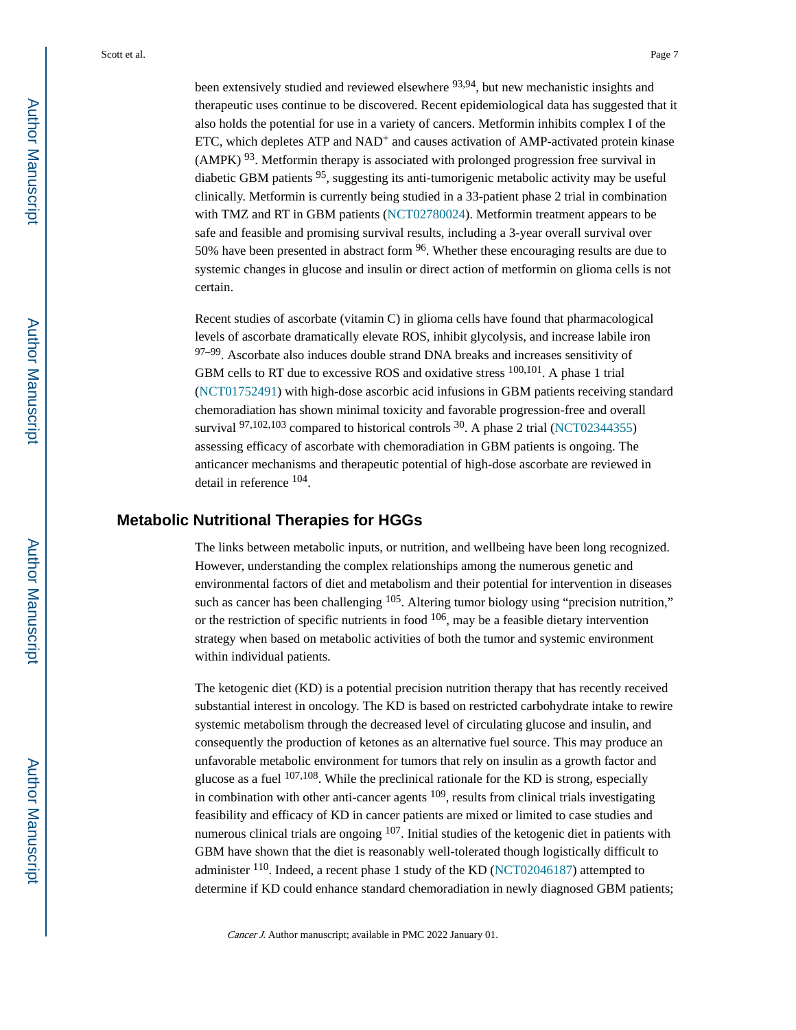been extensively studied and reviewed elsewhere [93,94], but new mechanistic insights and therapeutic uses continue to be discovered. Recent epidemiological data has suggested that it also holds the potential for use in a variety of cancers. Metformin inhibits complex I of the ETC, which depletes ATP and $NAD^+$ and causes activation of AMP-activated protein kinase (AMPK) [93]. Metformin therapy is associated with prolonged progression free survival in diabetic GBM patients [95], suggesting its anti-tumorigenic metabolic activity may be useful clinically. Metformin is currently being studied in a 33-patient phase 2 trial in combination with TMZ and RT in GBM patients (NCT02780024). Metformin treatment appears to be safe and feasible and promising survival results, including a 3-year overall survival over 50% have been presented in abstract form [96]. Whether these encouraging results are due to systemic changes in glucose and insulin or direct action of metformin on glioma cells is not certain.

Recent studies of ascorbate (vitamin C) in glioma cells have found that pharmacological levels of ascorbate dramatically elevate ROS, inhibit glycolysis, and increase labile iron [97–99]. Ascorbate also induces double strand DNA breaks and increases sensitivity of GBM cells to RT due to excessive ROS and oxidative stress [100,101]. A phase 1 trial (NCT01752491) with high-dose ascorbic acid infusions in GBM patients receiving standard chemoradiation has shown minimal toxicity and favorable progression-free and overall survival [97,102,103] compared to historical controls [30]. A phase 2 trial (NCT02344355) assessing efficacy of ascorbate with chemoradiation in GBM patients is ongoing. The anticancer mechanisms and therapeutic potential of high-dose ascorbate are reviewed in detail in reference [104].

## Metabolic Nutritional Therapies for HGGs

The links between metabolic inputs, or nutrition, and wellbeing have been long recognized. However, understanding the complex relationships among the numerous genetic and environmental factors of diet and metabolism and their potential for intervention in diseases such as cancer has been challenging [105]. Altering tumor biology using "precision nutrition," or the restriction of specific nutrients in food [106], may be a feasible dietary intervention strategy when based on metabolic activities of both the tumor and systemic environment within individual patients.

The ketogenic diet (KD) is a potential precision nutrition therapy that has recently received substantial interest in oncology. The KD is based on restricted carbohydrate intake to rewire systemic metabolism through the decreased level of circulating glucose and insulin, and consequently the production of ketones as an alternative fuel source. This may produce an unfavorable metabolic environment for tumors that rely on insulin as a growth factor and glucose as a fuel [107,108]. While the preclinical rationale for the KD is strong, especially in combination with other anti-cancer agents [109], results from clinical trials investigating feasibility and efficacy of KD in cancer patients are mixed or limited to case studies and numerous clinical trials are ongoing [107]. Initial studies of the ketogenic diet in patients with GBM have shown that the diet is reasonably well-tolerated though logistically difficult to administer [110]. Indeed, a recent phase 1 study of the KD (NCT02046187) attempted to determine if KD could enhance standard chemoradiation in newly diagnosed GBM patients;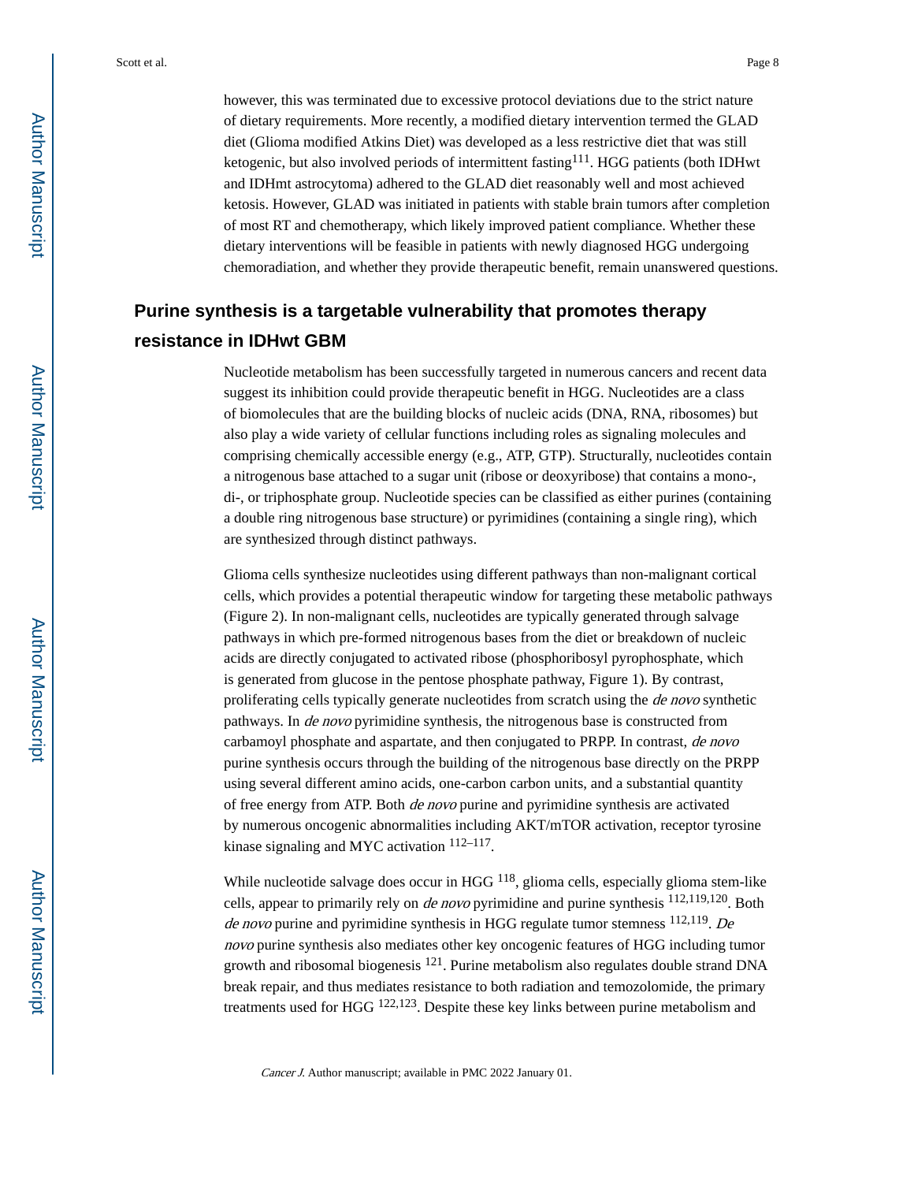however, this was terminated due to excessive protocol deviations due to the strict nature of dietary requirements. More recently, a modified dietary intervention termed the GLAD diet (Glioma modified Atkins Diet) was developed as a less restrictive diet that was still ketogenic, but also involved periods of intermittent fasting[111]. HGG patients (both IDHwt and IDHmt astrocytoma) adhered to the GLAD diet reasonably well and most achieved ketosis. However, GLAD was initiated in patients with stable brain tumors after completion of most RT and chemotherapy, which likely improved patient compliance. Whether these dietary interventions will be feasible in patients with newly diagnosed HGG undergoing chemoradiation, and whether they provide therapeutic benefit, remain unanswered questions.

## Purine synthesis is a targetable vulnerability that promotes therapy resistance in IDHwt GBM

Nucleotide metabolism has been successfully targeted in numerous cancers and recent data suggest its inhibition could provide therapeutic benefit in HGG. Nucleotides are a class of biomolecules that are the building blocks of nucleic acids (DNA, RNA, ribosomes) but also play a wide variety of cellular functions including roles as signaling molecules and comprising chemically accessible energy (e.g., ATP, GTP). Structurally, nucleotides contain a nitrogenous base attached to a sugar unit (ribose or deoxyribose) that contains a mono-, di-, or triphosphate group. Nucleotide species can be classified as either purines (containing a double ring nitrogenous base structure) or pyrimidines (containing a single ring), which are synthesized through distinct pathways.

Glioma cells synthesize nucleotides using different pathways than non-malignant cortical cells, which provides a potential therapeutic window for targeting these metabolic pathways (Figure 2). In non-malignant cells, nucleotides are typically generated through salvage pathways in which pre-formed nitrogenous bases from the diet or breakdown of nucleic acids are directly conjugated to activated ribose (phosphoribosyl pyrophosphate, which is generated from glucose in the pentose phosphate pathway, Figure 1). By contrast, proliferating cells typically generate nucleotides from scratch using the *de novo* synthetic pathways. In *de novo* pyrimidine synthesis, the nitrogenous base is constructed from carbamoyl phosphate and aspartate, and then conjugated to PRPP. In contrast, *de novo* purine synthesis occurs through the building of the nitrogenous base directly on the PRPP using several different amino acids, one-carbon carbon units, and a substantial quantity of free energy from ATP. Both *de novo* purine and pyrimidine synthesis are activated by numerous oncogenic abnormalities including AKT/mTOR activation, receptor tyrosine kinase signaling and MYC activation [112–117].

While nucleotide salvage does occur in HGG [118], glioma cells, especially glioma stem-like cells, appear to primarily rely on *de novo* pyrimidine and purine synthesis [112,119,120]. Both *de novo* purine and pyrimidine synthesis in HGG regulate tumor stemness [112,119]. *De novo* purine synthesis also mediates other key oncogenic features of HGG including tumor growth and ribosomal biogenesis [121]. Purine metabolism also regulates double strand DNA break repair, and thus mediates resistance to both radiation and temozolomide, the primary treatments used for HGG [122,123]. Despite these key links between purine metabolism and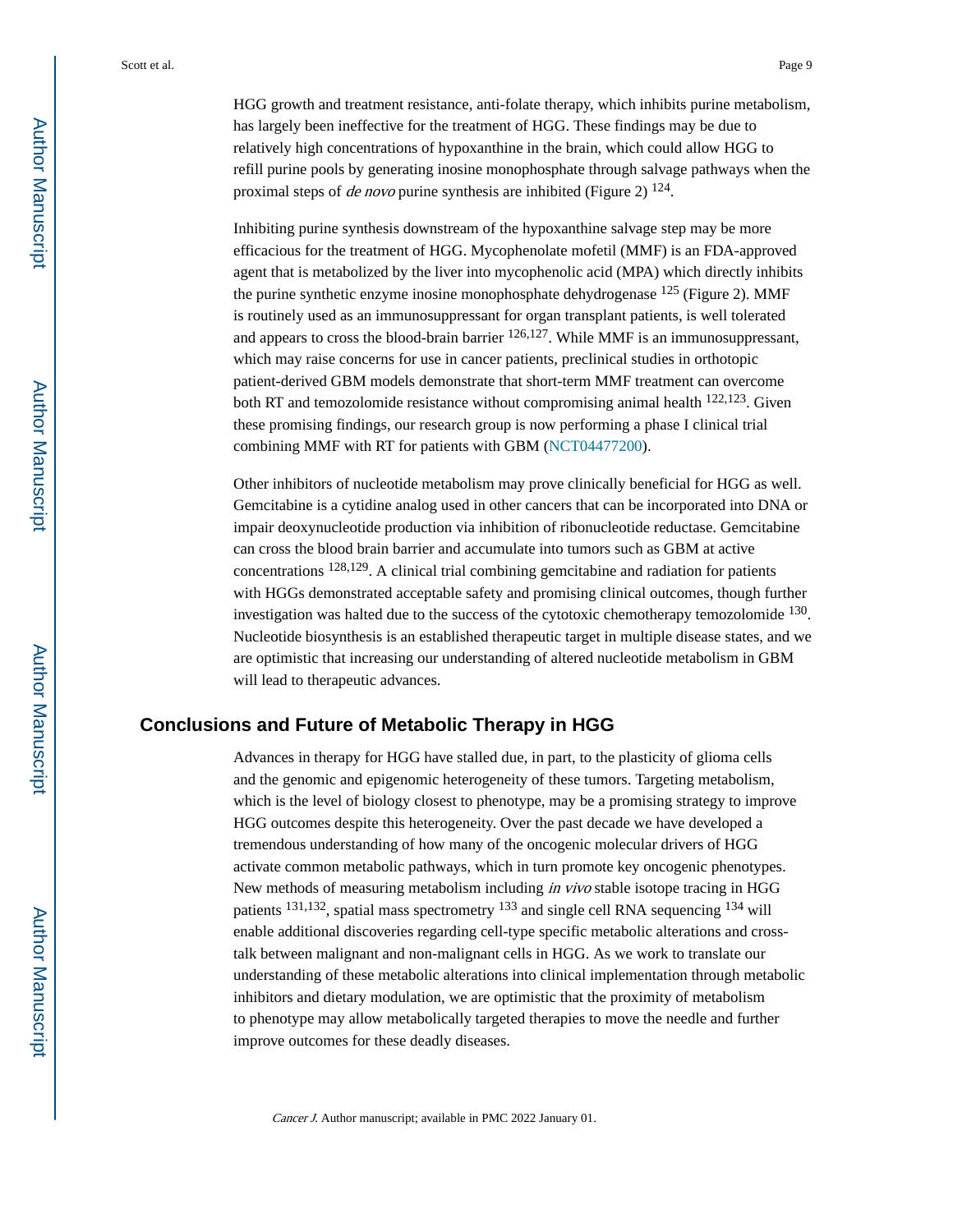HGG growth and treatment resistance, anti-folate therapy, which inhibits purine metabolism, has largely been ineffective for the treatment of HGG. These findings may be due to relatively high concentrations of hypoxanthine in the brain, which could allow HGG to refill purine pools by generating inosine monophosphate through salvage pathways when the proximal steps of *de novo* purine synthesis are inhibited (Figure 2) [124].

Inhibiting purine synthesis downstream of the hypoxanthine salvage step may be more efficacious for the treatment of HGG. Mycophenolate mofetil (MMF) is an FDA-approved agent that is metabolized by the liver into mycophenolic acid (MPA) which directly inhibits the purine synthetic enzyme inosine monophosphate dehydrogenase [125] (Figure 2). MMF is routinely used as an immunosuppressant for organ transplant patients, is well tolerated and appears to cross the blood-brain barrier [126,127]. While MMF is an immunosuppressant, which may raise concerns for use in cancer patients, preclinical studies in orthotopic patient-derived GBM models demonstrate that short-term MMF treatment can overcome both RT and temozolomide resistance without compromising animal health [122,123]. Given these promising findings, our research group is now performing a phase I clinical trial combining MMF with RT for patients with GBM (NCT04477200).

Other inhibitors of nucleotide metabolism may prove clinically beneficial for HGG as well. Gemcitabine is a cytidine analog used in other cancers that can be incorporated into DNA or impair deoxynucleotide production via inhibition of ribonucleotide reductase. Gemcitabine can cross the blood brain barrier and accumulate into tumors such as GBM at active concentrations [128,129]. A clinical trial combining gemcitabine and radiation for patients with HGGs demonstrated acceptable safety and promising clinical outcomes, though further investigation was halted due to the success of the cytotoxic chemotherapy temozolomide [130]. Nucleotide biosynthesis is an established therapeutic target in multiple disease states, and we are optimistic that increasing our understanding of altered nucleotide metabolism in GBM will lead to therapeutic advances.

## Conclusions and Future of Metabolic Therapy in HGG

Advances in therapy for HGG have stalled due, in part, to the plasticity of glioma cells and the genomic and epigenomic heterogeneity of these tumors. Targeting metabolism, which is the level of biology closest to phenotype, may be a promising strategy to improve HGG outcomes despite this heterogeneity. Over the past decade we have developed a tremendous understanding of how many of the oncogenic molecular drivers of HGG activate common metabolic pathways, which in turn promote key oncogenic phenotypes. New methods of measuring metabolism including *in vivo* stable isotope tracing in HGG patients [131,132], spatial mass spectrometry [133] and single cell RNA sequencing [134] will enable additional discoveries regarding cell-type specific metabolic alterations and cross-talk between malignant and non-malignant cells in HGG. As we work to translate our understanding of these metabolic alterations into clinical implementation through metabolic inhibitors and dietary modulation, we are optimistic that the proximity of metabolism to phenotype may allow metabolically targeted therapies to move the needle and further improve outcomes for these deadly diseases.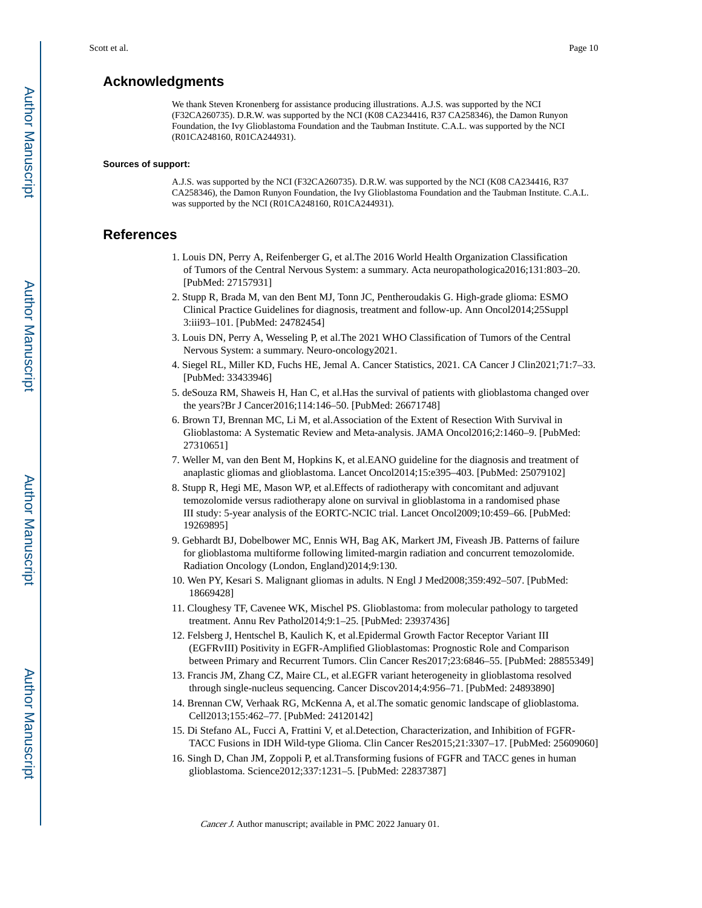## Acknowledgments

We thank Steven Kronenberg for assistance producing illustrations. A.J.S. was supported by the NCI (F32CA260735). D.R.W. was supported by the NCI (K08 CA234416, R37 CA258346), the Damon Runyon Foundation, the Ivy Glioblastoma Foundation and the Taubman Institute. C.A.L. was supported by the NCI (R01CA248160, R01CA244931).

#### Sources of support:

A.J.S. was supported by the NCI (F32CA260735). D.R.W. was supported by the NCI (K08 CA234416, R37 CA258346), the Damon Runyon Foundation, the Ivy Glioblastoma Foundation and the Taubman Institute. C.A.L. was supported by the NCI (R01CA248160, R01CA244931).

## References

1. Louis DN, Perry A, Reifenberger G, et al.The 2016 World Health Organization Classification of Tumors of the Central Nervous System: a summary. Acta neuropathologica2016;131:803–20. [PubMed: 27157931]
2. Stupp R, Brada M, van den Bent MJ, Tonn JC, Pentheroudakis G. High-grade glioma: ESMO Clinical Practice Guidelines for diagnosis, treatment and follow-up. Ann Oncol2014;25Suppl 3:iii93–101. [PubMed: 24782454]
3. Louis DN, Perry A, Wesseling P, et al.The 2021 WHO Classification of Tumors of the Central Nervous System: a summary. Neuro-oncology2021.
4. Siegel RL, Miller KD, Fuchs HE, Jemal A. Cancer Statistics, 2021. CA Cancer J Clin2021;71:7–33. [PubMed: 33433946]
5. deSouza RM, Shaweis H, Han C, et al.Has the survival of patients with glioblastoma changed over the years?Br J Cancer2016;114:146–50. [PubMed: 26671748]
6. Brown TJ, Brennan MC, Li M, et al.Association of the Extent of Resection With Survival in Glioblastoma: A Systematic Review and Meta-analysis. JAMA Oncol2016;2:1460–9. [PubMed: 27310651]
7. Weller M, van den Bent M, Hopkins K, et al.EANO guideline for the diagnosis and treatment of anaplastic gliomas and glioblastoma. Lancet Oncol2014;15:e395–403. [PubMed: 25079102]
8. Stupp R, Hegi ME, Mason WP, et al.Effects of radiotherapy with concomitant and adjuvant temozolomide versus radiotherapy alone on survival in glioblastoma in a randomised phase III study: 5-year analysis of the EORTC-NCIC trial. Lancet Oncol2009;10:459–66. [PubMed: 19269895]
9. Gebhardt BJ, Dobelbower MC, Ennis WH, Bag AK, Markert JM, Fiveash JB. Patterns of failure for glioblastoma multiforme following limited-margin radiation and concurrent temozolomide. Radiation Oncology (London, England)2014;9:130.
10. Wen PY, Kesari S. Malignant gliomas in adults. N Engl J Med2008;359:492–507. [PubMed: 18669428]
11. Cloughesy TF, Cavenee WK, Mischel PS. Glioblastoma: from molecular pathology to targeted treatment. Annu Rev Pathol2014;9:1–25. [PubMed: 23937436]
12. Felsberg J, Hentschel B, Kaulich K, et al.Epidermal Growth Factor Receptor Variant III (EGFRvIII) Positivity in EGFR-Amplified Glioblastomas: Prognostic Role and Comparison between Primary and Recurrent Tumors. Clin Cancer Res2017;23:6846–55. [PubMed: 28855349]
13. Francis JM, Zhang CZ, Maire CL, et al.EGFR variant heterogeneity in glioblastoma resolved through single-nucleus sequencing. Cancer Discov2014;4:956–71. [PubMed: 24893890]
14. Brennan CW, Verhaak RG, McKenna A, et al.The somatic genomic landscape of glioblastoma. Cell2013;155:462–77. [PubMed: 24120142]
15. Di Stefano AL, Fucci A, Frattini V, et al.Detection, Characterization, and Inhibition of FGFR-TACC Fusions in IDH Wild-type Glioma. Clin Cancer Res2015;21:3307–17. [PubMed: 25609060]
16. Singh D, Chan JM, Zoppoli P, et al.Transforming fusions of FGFR and TACC genes in human glioblastoma. Science2012;337:1231–5. [PubMed: 22837387]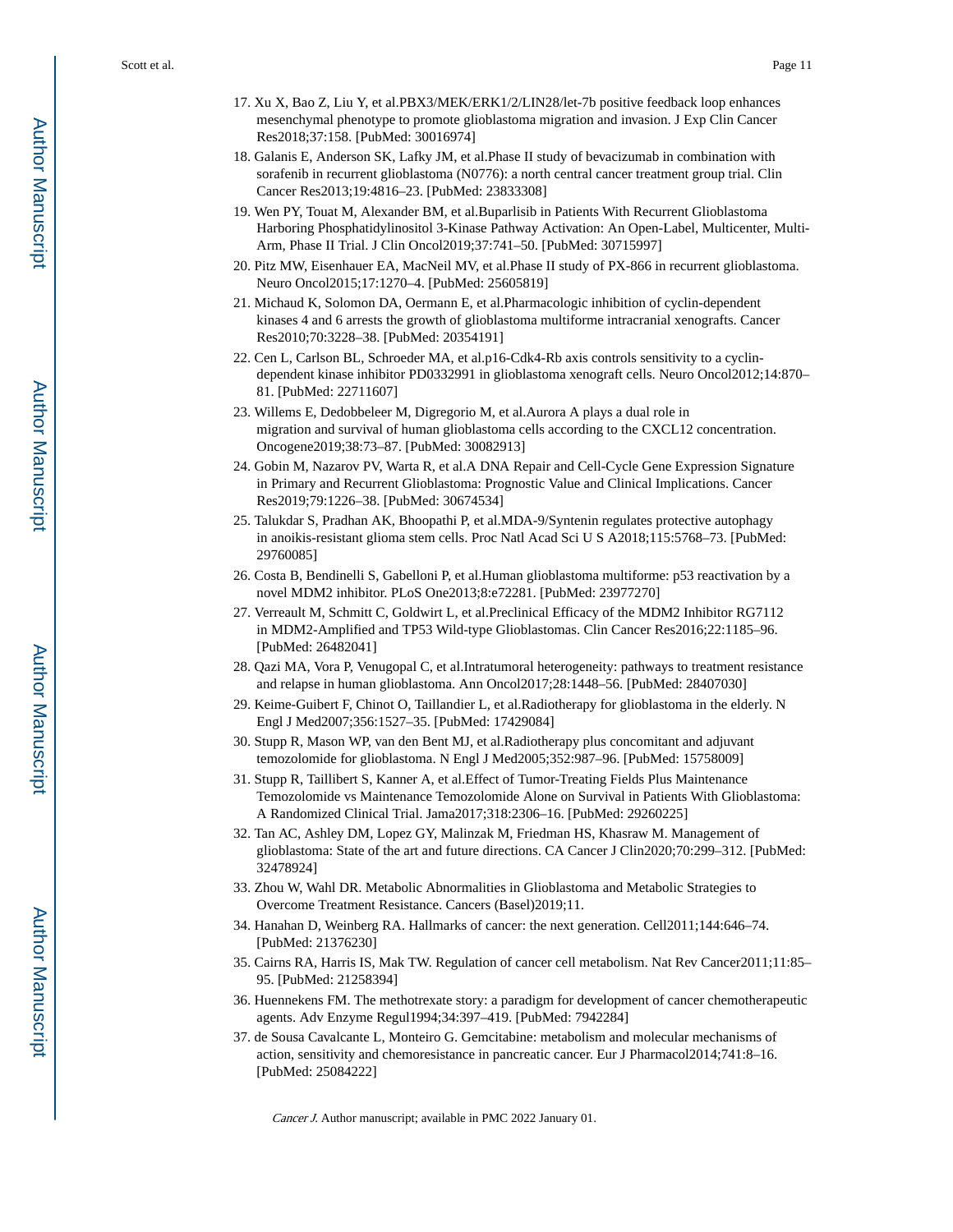17. Xu X, Bao Z, Liu Y, et al.PBX3/MEK/ERK1/2/LIN28/let-7b positive feedback loop enhances mesenchymal phenotype to promote glioblastoma migration and invasion. J Exp Clin Cancer Res2018;37:158. [PubMed: 30016974]
18. Galanis E, Anderson SK, Lafky JM, et al.Phase II study of bevacizumab in combination with sorafenib in recurrent glioblastoma (N0776): a north central cancer treatment group trial. Clin Cancer Res2013;19:4816–23. [PubMed: 23833308]
19. Wen PY, Touat M, Alexander BM, et al.Buparlisib in Patients With Recurrent Glioblastoma Harboring Phosphatidylinositol 3-Kinase Pathway Activation: An Open-Label, Multicenter, Multi-Arm, Phase II Trial. J Clin Oncol2019;37:741–50. [PubMed: 30715997]
20. Pitz MW, Eisenhauer EA, MacNeil MV, et al.Phase II study of PX-866 in recurrent glioblastoma. Neuro Oncol2015;17:1270–4. [PubMed: 25605819]
21. Michaud K, Solomon DA, Oermann E, et al.Pharmacologic inhibition of cyclin-dependent kinases 4 and 6 arrests the growth of glioblastoma multiforme intracranial xenografts. Cancer Res2010;70:3228–38. [PubMed: 20354191]
22. Cen L, Carlson BL, Schroeder MA, et al.p16-Cdk4-Rb axis controls sensitivity to a cyclin-dependent kinase inhibitor PD0332991 in glioblastoma xenograft cells. Neuro Oncol2012;14:870–81. [PubMed: 22711607]
23. Willems E, Dedobbeleer M, Digregorio M, et al.Aurora A plays a dual role in migration and survival of human glioblastoma cells according to the CXCL12 concentration. Oncogene2019;38:73–87. [PubMed: 30082913]
24. Gobin M, Nazarov PV, Warta R, et al.A DNA Repair and Cell-Cycle Gene Expression Signature in Primary and Recurrent Glioblastoma: Prognostic Value and Clinical Implications. Cancer Res2019;79:1226–38. [PubMed: 30674534]
25. Talukdar S, Pradhan AK, Bhoopathi P, et al.MDA-9/Syntenin regulates protective autophagy in anoikis-resistant glioma stem cells. Proc Natl Acad Sci U S A2018;115:5768–73. [PubMed: 29760085]
26. Costa B, Bendinelli S, Gabelloni P, et al.Human glioblastoma multiforme: p53 reactivation by a novel MDM2 inhibitor. PLoS One2013;8:e72281. [PubMed: 23977270]
27. Verreault M, Schmitt C, Goldwirt L, et al.Preclinical Efficacy of the MDM2 Inhibitor RG7112 in MDM2-Amplified and TP53 Wild-type Glioblastomas. Clin Cancer Res2016;22:1185–96. [PubMed: 26482041]
28. Qazi MA, Vora P, Venugopal C, et al.Intratumoral heterogeneity: pathways to treatment resistance and relapse in human glioblastoma. Ann Oncol2017;28:1448–56. [PubMed: 28407030]
29. Keime-Guibert F, Chinot O, Taillandier L, et al.Radiotherapy for glioblastoma in the elderly. N Engl J Med2007;356:1527–35. [PubMed: 17429084]
30. Stupp R, Mason WP, van den Bent MJ, et al.Radiotherapy plus concomitant and adjuvant temozolomide for glioblastoma. N Engl J Med2005;352:987–96. [PubMed: 15758009]
31. Stupp R, Taillibert S, Kanner A, et al.Effect of Tumor-Treating Fields Plus Maintenance Temozolomide vs Maintenance Temozolomide Alone on Survival in Patients With Glioblastoma: A Randomized Clinical Trial. Jama2017;318:2306–16. [PubMed: 29260225]
32. Tan AC, Ashley DM, Lopez GY, Malinzak M, Friedman HS, Khasraw M. Management of glioblastoma: State of the art and future directions. CA Cancer J Clin2020;70:299–312. [PubMed: 32478924]
33. Zhou W, Wahl DR. Metabolic Abnormalities in Glioblastoma and Metabolic Strategies to Overcome Treatment Resistance. Cancers (Basel)2019;11.
34. Hanahan D, Weinberg RA. Hallmarks of cancer: the next generation. Cell2011;144:646–74. [PubMed: 21376230]
35. Cairns RA, Harris IS, Mak TW. Regulation of cancer cell metabolism. Nat Rev Cancer2011;11:85–95. [PubMed: 21258394]
36. Huennekens FM. The methotrexate story: a paradigm for development of cancer chemotherapeutic agents. Adv Enzyme Regul1994;34:397–419. [PubMed: 7942284]
37. de Sousa Cavalcante L, Monteiro G. Gemcitabine: metabolism and molecular mechanisms of action, sensitivity and chemoresistance in pancreatic cancer. Eur J Pharmacol2014;741:8–16. [PubMed: 25084222]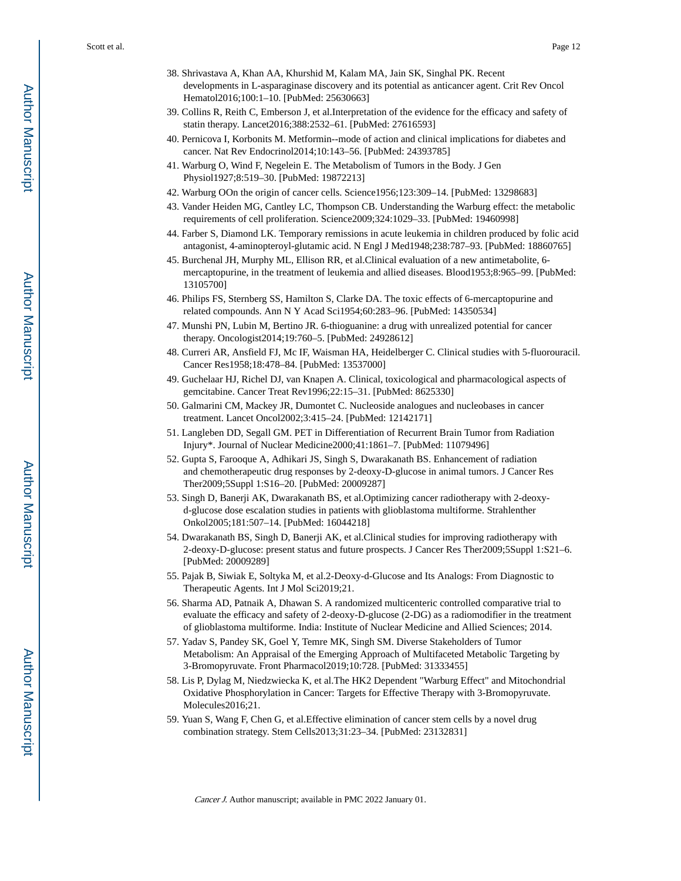38. Shrivastava A, Khan AA, Khurshid M, Kalam MA, Jain SK, Singhal PK. Recent developments in L-asparaginase discovery and its potential as anticancer agent. Crit Rev Oncol Hematol2016;100:1–10. [PubMed: 25630663]
39. Collins R, Reith C, Emberson J, et al.Interpretation of the evidence for the efficacy and safety of statin therapy. Lancet2016;388:2532–61. [PubMed: 27616593]
40. Pernicova I, Korbonits M. Metformin--mode of action and clinical implications for diabetes and cancer. Nat Rev Endocrinol2014;10:143–56. [PubMed: 24393785]
41. Warburg O, Wind F, Negelein E. The Metabolism of Tumors in the Body. J Gen Physiol1927;8:519–30. [PubMed: 19872213]
42. Warburg OOn the origin of cancer cells. Science1956;123:309–14. [PubMed: 13298683]
43. Vander Heiden MG, Cantley LC, Thompson CB. Understanding the Warburg effect: the metabolic requirements of cell proliferation. Science2009;324:1029–33. [PubMed: 19460998]
44. Farber S, Diamond LK. Temporary remissions in acute leukemia in children produced by folic acid antagonist, 4-aminopteroyl-glutamic acid. N Engl J Med1948;238:787–93. [PubMed: 18860765]
45. Burchenal JH, Murphy ML, Ellison RR, et al.Clinical evaluation of a new antimetabolite, 6-mercaptopurine, in the treatment of leukemia and allied diseases. Blood1953;8:965–99. [PubMed: 13105700]
46. Philips FS, Sternberg SS, Hamilton S, Clarke DA. The toxic effects of 6-mercaptopurine and related compounds. Ann N Y Acad Sci1954;60:283–96. [PubMed: 14350534]
47. Munshi PN, Lubin M, Bertino JR. 6-thioguanine: a drug with unrealized potential for cancer therapy. Oncologist2014;19:760–5. [PubMed: 24928612]
48. Curreri AR, Ansfield FJ, Mc IF, Waisman HA, Heidelberger C. Clinical studies with 5-fluorouracil. Cancer Res1958;18:478–84. [PubMed: 13537000]
49. Guchelaar HJ, Richel DJ, van Knapen A. Clinical, toxicological and pharmacological aspects of gemcitabine. Cancer Treat Rev1996;22:15–31. [PubMed: 8625330]
50. Galmarini CM, Mackey JR, Dumontet C. Nucleoside analogues and nucleobases in cancer treatment. Lancet Oncol2002;3:415–24. [PubMed: 12142171]
51. Langleben DD, Segall GM. PET in Differentiation of Recurrent Brain Tumor from Radiation Injury*. Journal of Nuclear Medicine2000;41:1861–7. [PubMed: 11079496]
52. Gupta S, Farooque A, Adhikari JS, Singh S, Dwarakanath BS. Enhancement of radiation and chemotherapeutic drug responses by 2-deoxy-D-glucose in animal tumors. J Cancer Res Ther2009;5Suppl 1:S16–20. [PubMed: 20009287]
53. Singh D, Banerji AK, Dwarakanath BS, et al.Optimizing cancer radiotherapy with 2-deoxy-d-glucose dose escalation studies in patients with glioblastoma multiforme. Strahlenther Onkol2005;181:507–14. [PubMed: 16044218]
54. Dwarakanath BS, Singh D, Banerji AK, et al.Clinical studies for improving radiotherapy with 2-deoxy-D-glucose: present status and future prospects. J Cancer Res Ther2009;5Suppl 1:S21–6. [PubMed: 20009289]
55. Pajak B, Siwiak E, Soltyka M, et al.2-Deoxy-d-Glucose and Its Analogs: From Diagnostic to Therapeutic Agents. Int J Mol Sci2019;21.
56. Sharma AD, Patnaik A, Dhawan S. A randomized multicenteric controlled comparative trial to evaluate the efficacy and safety of 2-deoxy-D-glucose (2-DG) as a radiomodifier in the treatment of glioblastoma multiforme. India: Institute of Nuclear Medicine and Allied Sciences; 2014.
57. Yadav S, Pandey SK, Goel Y, Temre MK, Singh SM. Diverse Stakeholders of Tumor Metabolism: An Appraisal of the Emerging Approach of Multifaceted Metabolic Targeting by 3-Bromopyruvate. Front Pharmacol2019;10:728. [PubMed: 31333455]
58. Lis P, Dylag M, Niedzwiecka K, et al.The HK2 Dependent "Warburg Effect" and Mitochondrial Oxidative Phosphorylation in Cancer: Targets for Effective Therapy with 3-Bromopyruvate. Molecules2016;21.
59. Yuan S, Wang F, Chen G, et al.Effective elimination of cancer stem cells by a novel drug combination strategy. Stem Cells2013;31:23–34. [PubMed: 23132831]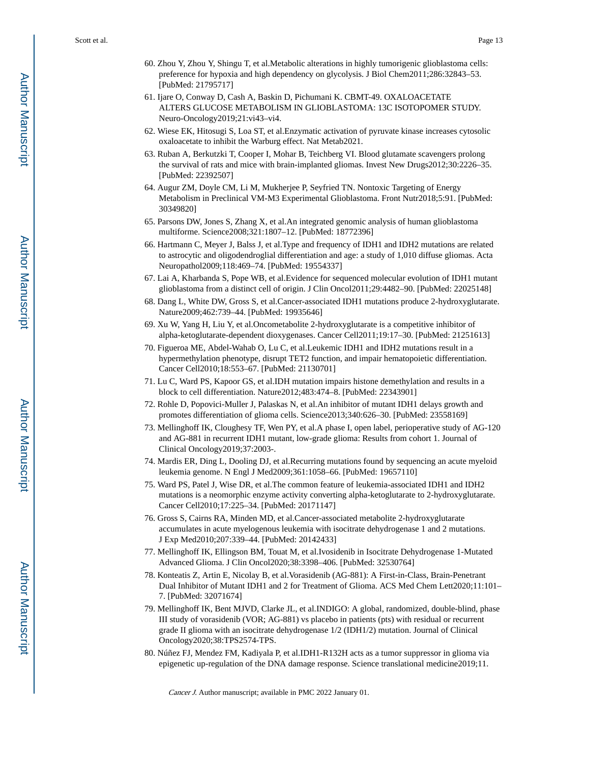60. Zhou Y, Zhou Y, Shingu T, et al.Metabolic alterations in highly tumorigenic glioblastoma cells: preference for hypoxia and high dependency on glycolysis. J Biol Chem2011;286:32843–53. [PubMed: 21795717]
61. Ijare O, Conway D, Cash A, Baskin D, Pichumani K. CBMT-49. OXALOACETATE ALTERS GLUCOSE METABOLISM IN GLIOBLASTOMA: 13C ISOTOPOMER STUDY. Neuro-Oncology2019;21:vi43–vi4.
62. Wiese EK, Hitosugi S, Loa ST, et al.Enzymatic activation of pyruvate kinase increases cytosolic oxaloacetate to inhibit the Warburg effect. Nat Metab2021.
63. Ruban A, Berkutzki T, Cooper I, Mohar B, Teichberg VI. Blood glutamate scavengers prolong the survival of rats and mice with brain-implanted gliomas. Invest New Drugs2012;30:2226–35. [PubMed: 22392507]
64. Augur ZM, Doyle CM, Li M, Mukherjee P, Seyfried TN. Nontoxic Targeting of Energy Metabolism in Preclinical VM-M3 Experimental Glioblastoma. Front Nutr2018;5:91. [PubMed: 30349820]
65. Parsons DW, Jones S, Zhang X, et al.An integrated genomic analysis of human glioblastoma multiforme. Science2008;321:1807–12. [PubMed: 18772396]
66. Hartmann C, Meyer J, Balss J, et al.Type and frequency of IDH1 and IDH2 mutations are related to astrocytic and oligodendroglial differentiation and age: a study of 1,010 diffuse gliomas. Acta Neuropathol2009;118:469–74. [PubMed: 19554337]
67. Lai A, Kharbanda S, Pope WB, et al.Evidence for sequenced molecular evolution of IDH1 mutant glioblastoma from a distinct cell of origin. J Clin Oncol2011;29:4482–90. [PubMed: 22025148]
68. Dang L, White DW, Gross S, et al.Cancer-associated IDH1 mutations produce 2-hydroxyglutarate. Nature2009;462:739–44. [PubMed: 19935646]
69. Xu W, Yang H, Liu Y, et al.Oncometabolite 2-hydroxyglutarate is a competitive inhibitor of alpha-ketoglutarate-dependent dioxygenases. Cancer Cell2011;19:17–30. [PubMed: 21251613]
70. Figueroa ME, Abdel-Wahab O, Lu C, et al.Leukemic IDH1 and IDH2 mutations result in a hypermethylation phenotype, disrupt TET2 function, and impair hematopoietic differentiation. Cancer Cell2010;18:553–67. [PubMed: 21130701]
71. Lu C, Ward PS, Kapoor GS, et al.IDH mutation impairs histone demethylation and results in a block to cell differentiation. Nature2012;483:474–8. [PubMed: 22343901]
72. Rohle D, Popovici-Muller J, Palaskas N, et al.An inhibitor of mutant IDH1 delays growth and promotes differentiation of glioma cells. Science2013;340:626–30. [PubMed: 23558169]
73. Mellinghoff IK, Cloughesy TF, Wen PY, et al.A phase I, open label, perioperative study of AG-120 and AG-881 in recurrent IDH1 mutant, low-grade glioma: Results from cohort 1. Journal of Clinical Oncology2019;37:2003-.
74. Mardis ER, Ding L, Dooling DJ, et al.Recurring mutations found by sequencing an acute myeloid leukemia genome. N Engl J Med2009;361:1058–66. [PubMed: 19657110]
75. Ward PS, Patel J, Wise DR, et al.The common feature of leukemia-associated IDH1 and IDH2 mutations is a neomorphic enzyme activity converting alpha-ketoglutarate to 2-hydroxyglutarate. Cancer Cell2010;17:225–34. [PubMed: 20171147]
76. Gross S, Cairns RA, Minden MD, et al.Cancer-associated metabolite 2-hydroxyglutarate accumulates in acute myelogenous leukemia with isocitrate dehydrogenase 1 and 2 mutations. J Exp Med2010;207:339–44. [PubMed: 20142433]
77. Mellinghoff IK, Ellingson BM, Touat M, et al.Ivosidenib in Isocitrate Dehydrogenase 1-Mutated Advanced Glioma. J Clin Oncol2020;38:3398–406. [PubMed: 32530764]
78. Konteatis Z, Artin E, Nicolay B, et al.Vorasidenib (AG-881): A First-in-Class, Brain-Penetrant Dual Inhibitor of Mutant IDH1 and 2 for Treatment of Glioma. ACS Med Chem Lett2020;11:101–7. [PubMed: 32071674]
79. Mellinghoff IK, Bent MJVD, Clarke JL, et al.INDIGO: A global, randomized, double-blind, phase III study of vorasidenib (VOR; AG-881) vs placebo in patients (pts) with residual or recurrent grade II glioma with an isocitrate dehydrogenase 1/2 (IDH1/2) mutation. Journal of Clinical Oncology2020;38:TPS2574-TPS.
80. Núñez FJ, Mendez FM, Kadiyala P, et al.IDH1-R132H acts as a tumor suppressor in glioma via epigenetic up-regulation of the DNA damage response. Science translational medicine2019;11.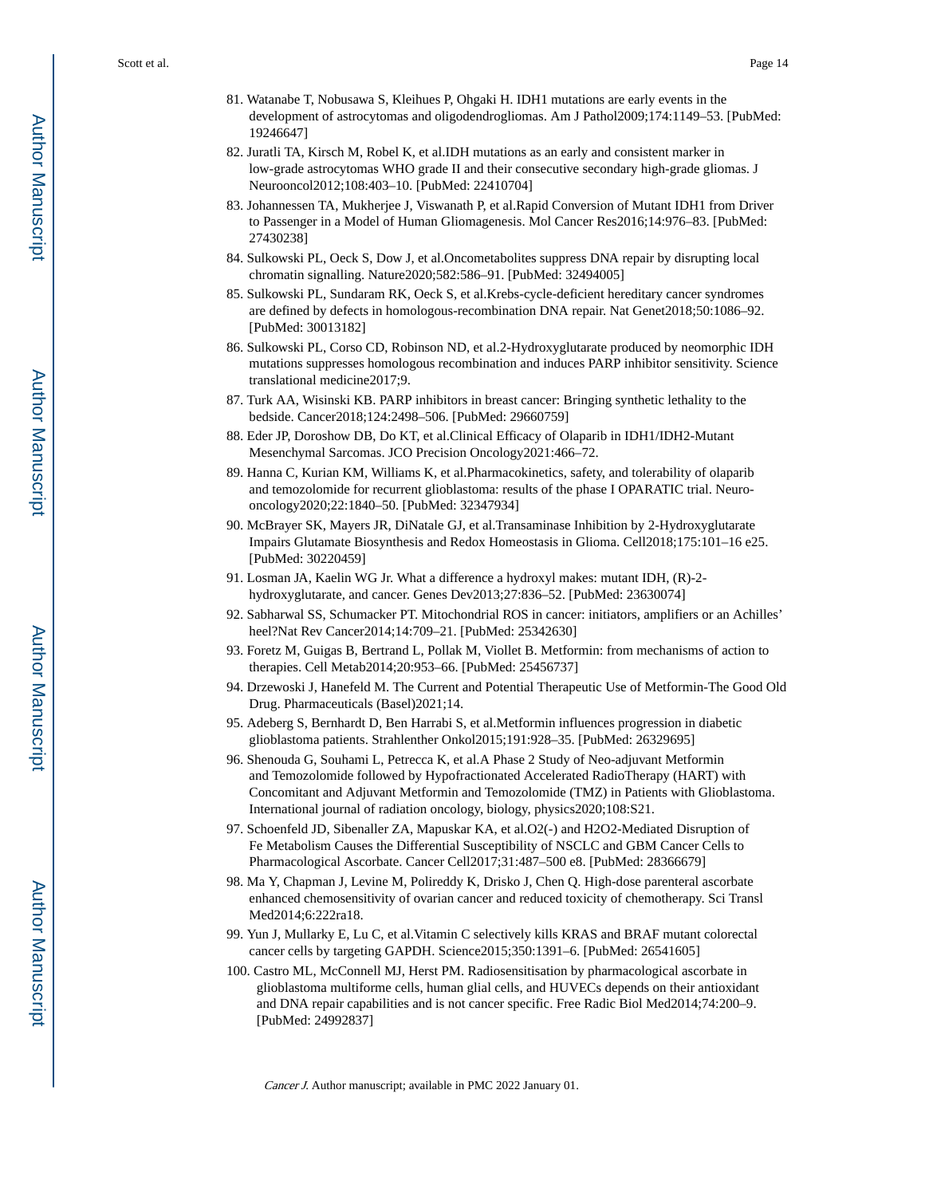81. Watanabe T, Nobusawa S, Kleihues P, Ohgaki H. IDH1 mutations are early events in the development of astrocytomas and oligodendrogliomas. Am J Pathol2009;174:1149–53. [PubMed: 19246647]
82. Juratli TA, Kirsch M, Robel K, et al.IDH mutations as an early and consistent marker in low-grade astrocytomas WHO grade II and their consecutive secondary high-grade gliomas. J Neurooncol2012;108:403–10. [PubMed: 22410704]
83. Johannessen TA, Mukherjee J, Viswanath P, et al.Rapid Conversion of Mutant IDH1 from Driver to Passenger in a Model of Human Gliomagenesis. Mol Cancer Res2016;14:976–83. [PubMed: 27430238]
84. Sulkowski PL, Oeck S, Dow J, et al.Oncometabolites suppress DNA repair by disrupting local chromatin signalling. Nature2020;582:586–91. [PubMed: 32494005]
85. Sulkowski PL, Sundaram RK, Oeck S, et al.Krebs-cycle-deficient hereditary cancer syndromes are defined by defects in homologous-recombination DNA repair. Nat Genet2018;50:1086–92. [PubMed: 30013182]
86. Sulkowski PL, Corso CD, Robinson ND, et al.2-Hydroxyglutarate produced by neomorphic IDH mutations suppresses homologous recombination and induces PARP inhibitor sensitivity. Science translational medicine2017;9.
87. Turk AA, Wisinski KB. PARP inhibitors in breast cancer: Bringing synthetic lethality to the bedside. Cancer2018;124:2498–506. [PubMed: 29660759]
88. Eder JP, Doroshow DB, Do KT, et al.Clinical Efficacy of Olaparib in IDH1/IDH2-Mutant Mesenchymal Sarcomas. JCO Precision Oncology2021:466–72.
89. Hanna C, Kurian KM, Williams K, et al.Pharmacokinetics, safety, and tolerability of olaparib and temozolomide for recurrent glioblastoma: results of the phase I OPARATIC trial. Neuro-oncology2020;22:1840–50. [PubMed: 32347934]
90. McBrayer SK, Mayers JR, DiNatale GJ, et al.Transaminase Inhibition by 2-Hydroxyglutarate Impairs Glutamate Biosynthesis and Redox Homeostasis in Glioma. Cell2018;175:101–16 e25. [PubMed: 30220459]
91. Losman JA, Kaelin WG Jr. What a difference a hydroxyl makes: mutant IDH, (R)-2-hydroxyglutarate, and cancer. Genes Dev2013;27:836–52. [PubMed: 23630074]
92. Sabharwal SS, Schumacker PT. Mitochondrial ROS in cancer: initiators, amplifiers or an Achilles' heel?Nat Rev Cancer2014;14:709–21. [PubMed: 25342630]
93. Foretz M, Guigas B, Bertrand L, Pollak M, Viollet B. Metformin: from mechanisms of action to therapies. Cell Metab2014;20:953–66. [PubMed: 25456737]
94. Drzewoski J, Hanefeld M. The Current and Potential Therapeutic Use of Metformin-The Good Old Drug. Pharmaceuticals (Basel)2021;14.
95. Adeberg S, Bernhardt D, Ben Harrabi S, et al.Metformin influences progression in diabetic glioblastoma patients. Strahlenther Onkol2015;191:928–35. [PubMed: 26329695]
96. Shenouda G, Souhami L, Petrecca K, et al.A Phase 2 Study of Neo-adjuvant Metformin and Temozolomide followed by Hypofractionated Accelerated RadioTherapy (HART) with Concomitant and Adjuvant Metformin and Temozolomide (TMZ) in Patients with Glioblastoma. International journal of radiation oncology, biology, physics2020;108:S21.
97. Schoenfeld JD, Sibenaller ZA, Mapuskar KA, et al.O2(-) and H2O2-Mediated Disruption of Fe Metabolism Causes the Differential Susceptibility of NSCLC and GBM Cancer Cells to Pharmacological Ascorbate. Cancer Cell2017;31:487–500 e8. [PubMed: 28366679]
98. Ma Y, Chapman J, Levine M, Polireddy K, Drisko J, Chen Q. High-dose parenteral ascorbate enhanced chemosensitivity of ovarian cancer and reduced toxicity of chemotherapy. Sci Transl Med2014;6:222ra18.
99. Yun J, Mullarky E, Lu C, et al.Vitamin C selectively kills KRAS and BRAF mutant colorectal cancer cells by targeting GAPDH. Science2015;350:1391–6. [PubMed: 26541605]
100. Castro ML, McConnell MJ, Herst PM. Radiosensitisation by pharmacological ascorbate in glioblastoma multiforme cells, human glial cells, and HUVECs depends on their antioxidant and DNA repair capabilities and is not cancer specific. Free Radic Biol Med2014;74:200–9. [PubMed: 24992837]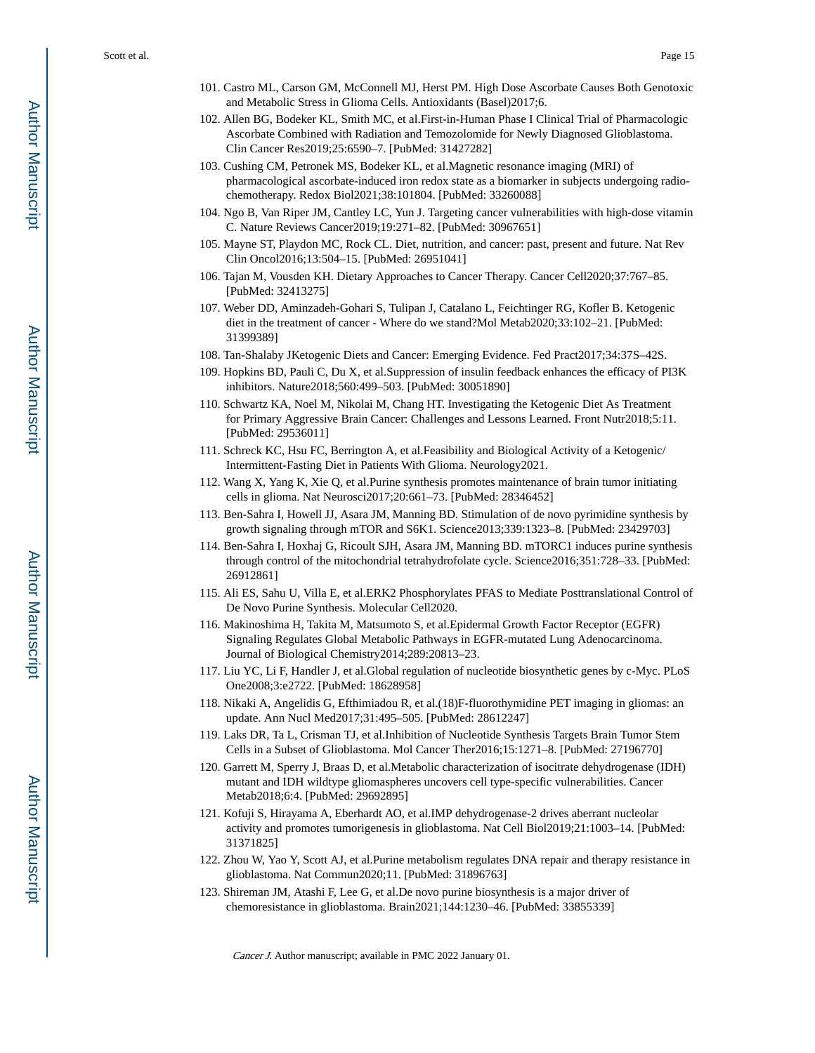101. Castro ML, Carson GM, McConnell MJ, Herst PM. High Dose Ascorbate Causes Both Genotoxic and Metabolic Stress in Glioma Cells. Antioxidants (Basel)2017;6.

102. Allen BG, Bodeker KL, Smith MC, et al.First-in-Human Phase I Clinical Trial of Pharmacologic Ascorbate Combined with Radiation and Temozolomide for Newly Diagnosed Glioblastoma. Clin Cancer Res2019;25:6590–7. [PubMed: 31427282]

103. Cushing CM, Petronek MS, Bodeker KL, et al.Magnetic resonance imaging (MRI) of pharmacological ascorbate-induced iron redox state as a biomarker in subjects undergoing radio-chemotherapy. Redox Biol2021;38:101804. [PubMed: 33260088]

104. Ngo B, Van Riper JM, Cantley LC, Yun J. Targeting cancer vulnerabilities with high-dose vitamin C. Nature Reviews Cancer2019;19:271–82. [PubMed: 30967651]

105. Mayne ST, Playdon MC, Rock CL. Diet, nutrition, and cancer: past, present and future. Nat Rev Clin Oncol2016;13:504–15. [PubMed: 26951041]

106. Tajan M, Vousden KH. Dietary Approaches to Cancer Therapy. Cancer Cell2020;37:767–85. [PubMed: 32413275]

107. Weber DD, Aminzadeh-Gohari S, Tulipan J, Catalano L, Feichtinger RG, Kofler B. Ketogenic diet in the treatment of cancer - Where do we stand?Mol Metab2020;33:102–21. [PubMed: 31399389]

108. Tan-Shalaby JKetogenic Diets and Cancer: Emerging Evidence. Fed Pract2017;34:37S–42S.

109. Hopkins BD, Pauli C, Du X, et al.Suppression of insulin feedback enhances the efficacy of PI3K inhibitors. Nature2018;560:499–503. [PubMed: 30051890]

110. Schwartz KA, Noel M, Nikolai M, Chang HT. Investigating the Ketogenic Diet As Treatment for Primary Aggressive Brain Cancer: Challenges and Lessons Learned. Front Nutr2018;5:11. [PubMed: 29536011]

111. Schreck KC, Hsu FC, Berrington A, et al.Feasibility and Biological Activity of a Ketogenic/ Intermittent-Fasting Diet in Patients With Glioma. Neurology2021.

112. Wang X, Yang K, Xie Q, et al.Purine synthesis promotes maintenance of brain tumor initiating cells in glioma. Nat Neurosci2017;20:661–73. [PubMed: 28346452]

113. Ben-Sahra I, Howell JJ, Asara JM, Manning BD. Stimulation of de novo pyrimidine synthesis by growth signaling through mTOR and S6K1. Science2013;339:1323–8. [PubMed: 23429703]

114. Ben-Sahra I, Hoxhaj G, Ricoult SJH, Asara JM, Manning BD. mTORC1 induces purine synthesis through control of the mitochondrial tetrahydrofolate cycle. Science2016;351:728–33. [PubMed: 26912861]

115. Ali ES, Sahu U, Villa E, et al.ERK2 Phosphorylates PFAS to Mediate Posttranslational Control of De Novo Purine Synthesis. Molecular Cell2020.

116. Makinoshima H, Takita M, Matsumoto S, et al.Epidermal Growth Factor Receptor (EGFR) Signaling Regulates Global Metabolic Pathways in EGFR-mutated Lung Adenocarcinoma. Journal of Biological Chemistry2014;289:20813–23.

117. Liu YC, Li F, Handler J, et al.Global regulation of nucleotide biosynthetic genes by c-Myc. PLoS One2008;3:e2722. [PubMed: 18628958]

118. Nikaki A, Angelidis G, Efthimiadou R, et al.(18)F-fluorothymidine PET imaging in gliomas: an update. Ann Nucl Med2017;31:495–505. [PubMed: 28612247]

119. Laks DR, Ta L, Crisman TJ, et al.Inhibition of Nucleotide Synthesis Targets Brain Tumor Stem Cells in a Subset of Glioblastoma. Mol Cancer Ther2016;15:1271–8. [PubMed: 27196770]

120. Garrett M, Sperry J, Braas D, et al.Metabolic characterization of isocitrate dehydrogenase (IDH) mutant and IDH wildtype gliomaspheres uncovers cell type-specific vulnerabilities. Cancer Metab2018;6:4. [PubMed: 29692895]

121. Kofuji S, Hirayama A, Eberhardt AO, et al.IMP dehydrogenase-2 drives aberrant nucleolar activity and promotes tumorigenesis in glioblastoma. Nat Cell Biol2019;21:1003–14. [PubMed: 31371825]

122. Zhou W, Yao Y, Scott AJ, et al.Purine metabolism regulates DNA repair and therapy resistance in glioblastoma. Nat Commun2020;11. [PubMed: 31896763]

123. Shireman JM, Atashi F, Lee G, et al.De novo purine biosynthesis is a major driver of chemoresistance in glioblastoma. Brain2021;144:1230–46. [PubMed: 33855339]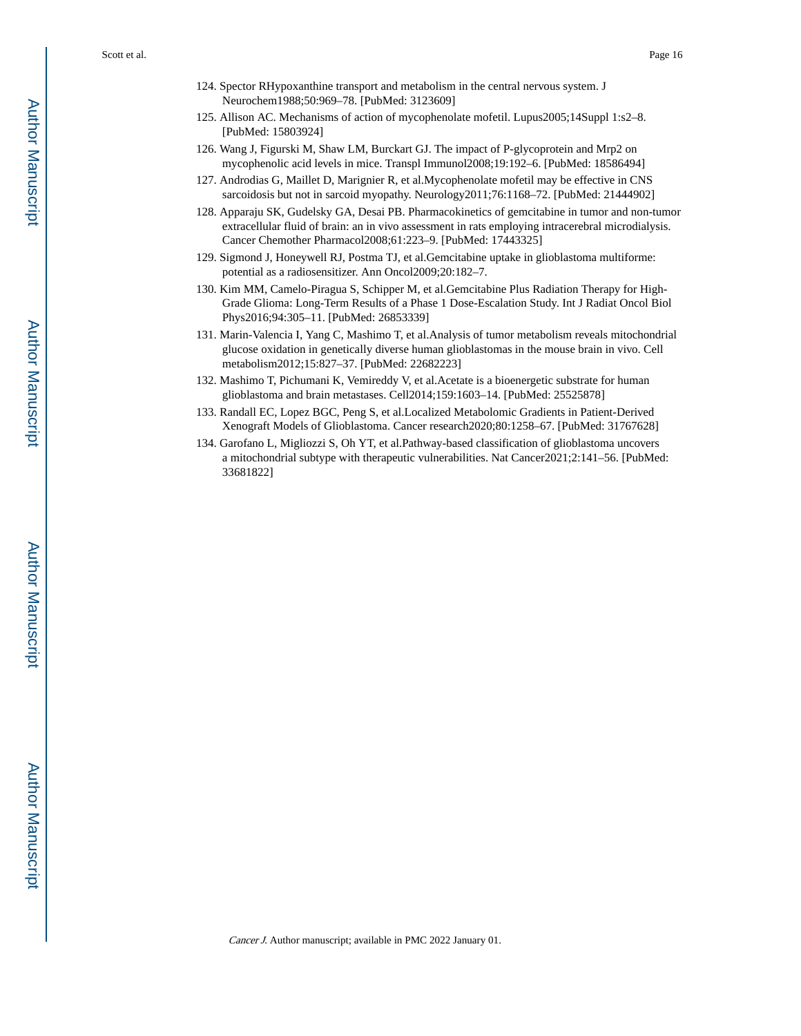124. Spector RHypoxanthine transport and metabolism in the central nervous system. J Neurochem1988;50:969–78. [PubMed: 3123609]
125. Allison AC. Mechanisms of action of mycophenolate mofetil. Lupus2005;14Suppl 1:s2–8. [PubMed: 15803924]
126. Wang J, Figurski M, Shaw LM, Burckart GJ. The impact of P-glycoprotein and Mrp2 on mycophenolic acid levels in mice. Transpl Immunol2008;19:192–6. [PubMed: 18586494]
127. Androdias G, Maillet D, Marignier R, et al.Mycophenolate mofetil may be effective in CNS sarcoidosis but not in sarcoid myopathy. Neurology2011;76:1168–72. [PubMed: 21444902]
128. Apparaju SK, Gudelsky GA, Desai PB. Pharmacokinetics of gemcitabine in tumor and non-tumor extracellular fluid of brain: an in vivo assessment in rats employing intracerebral microdialysis. Cancer Chemother Pharmacol2008;61:223–9. [PubMed: 17443325]
129. Sigmond J, Honeywell RJ, Postma TJ, et al.Gemcitabine uptake in glioblastoma multiforme: potential as a radiosensitizer. Ann Oncol2009;20:182–7.
130. Kim MM, Camelo-Piragua S, Schipper M, et al.Gemcitabine Plus Radiation Therapy for High-Grade Glioma: Long-Term Results of a Phase 1 Dose-Escalation Study. Int J Radiat Oncol Biol Phys2016;94:305–11. [PubMed: 26853339]
131. Marin-Valencia I, Yang C, Mashimo T, et al.Analysis of tumor metabolism reveals mitochondrial glucose oxidation in genetically diverse human glioblastomas in the mouse brain in vivo. Cell metabolism2012;15:827–37. [PubMed: 22682223]
132. Mashimo T, Pichumani K, Vemireddy V, et al.Acetate is a bioenergetic substrate for human glioblastoma and brain metastases. Cell2014;159:1603–14. [PubMed: 25525878]
133. Randall EC, Lopez BGC, Peng S, et al.Localized Metabolomic Gradients in Patient-Derived Xenograft Models of Glioblastoma. Cancer research2020;80:1258–67. [PubMed: 31767628]
134. Garofano L, Migliozzi S, Oh YT, et al.Pathway-based classification of glioblastoma uncovers a mitochondrial subtype with therapeutic vulnerabilities. Nat Cancer2021;2:141–56. [PubMed: 33681822]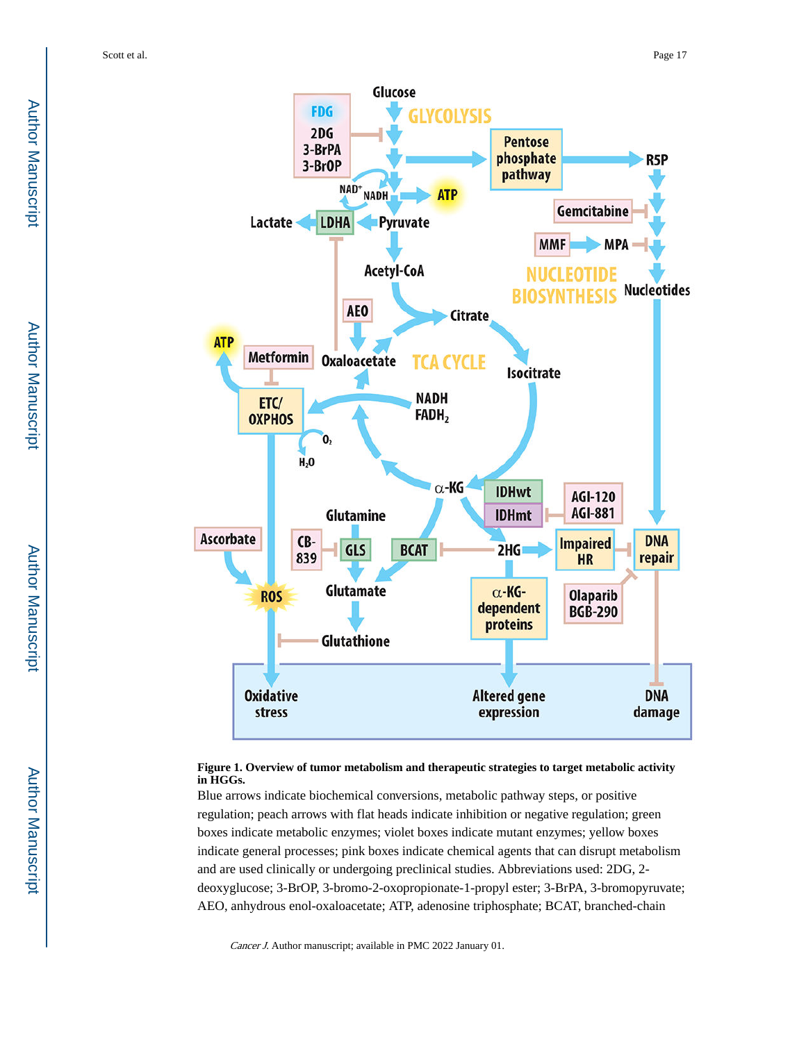Glucose

GLYCOLYSIS

FDG
2DG
3-BrPA
3-BrOP

Pentose phosphate pathway

R5P

$NAD^+$
NADH

ATP

Lactate

LDHA

Pyruvate

Gemcitabine

MMF

MPA

Acetyl-CoA

NUCLEOTIDE BIOSYNTHESIS

Nucleotides

AEO

Citrate

ATP

Metformin

Oxaloacetate

TCA CYCLE

Isocitrate

ETC/ OXPHOS

NADH
$FADH_2$

$O_2$

$H_2O$

α-KG

IDHwt

IDHmt

AGI-120
AGI-881

Glutamine

Ascorbate

CB-839

GLS

BCAT

2HG

Impaired HR

DNA repair

ROS

Glutamate

α-KG-dependent proteins

Olaparib
BGB-290

Glutathione

Oxidative stress

Altered gene expression

DNA damage

**Figure 1. Overview of tumor metabolism and therapeutic strategies to target metabolic activity in HGGs.**

Blue arrows indicate biochemical conversions, metabolic pathway steps, or positive regulation; peach arrows with flat heads indicate inhibition or negative regulation; green boxes indicate metabolic enzymes; violet boxes indicate mutant enzymes; yellow boxes indicate general processes; pink boxes indicate chemical agents that can disrupt metabolism and are used clinically or undergoing preclinical studies. Abbreviations used: 2DG, 2-deoxyglucose; 3-BrOP, 3-bromo-2-oxopropionate-1-propyl ester; 3-BrPA, 3-bromopyruvate; AEO, anhydrous enol-oxaloacetate; ATP, adenosine triphosphate; BCAT, branched-chain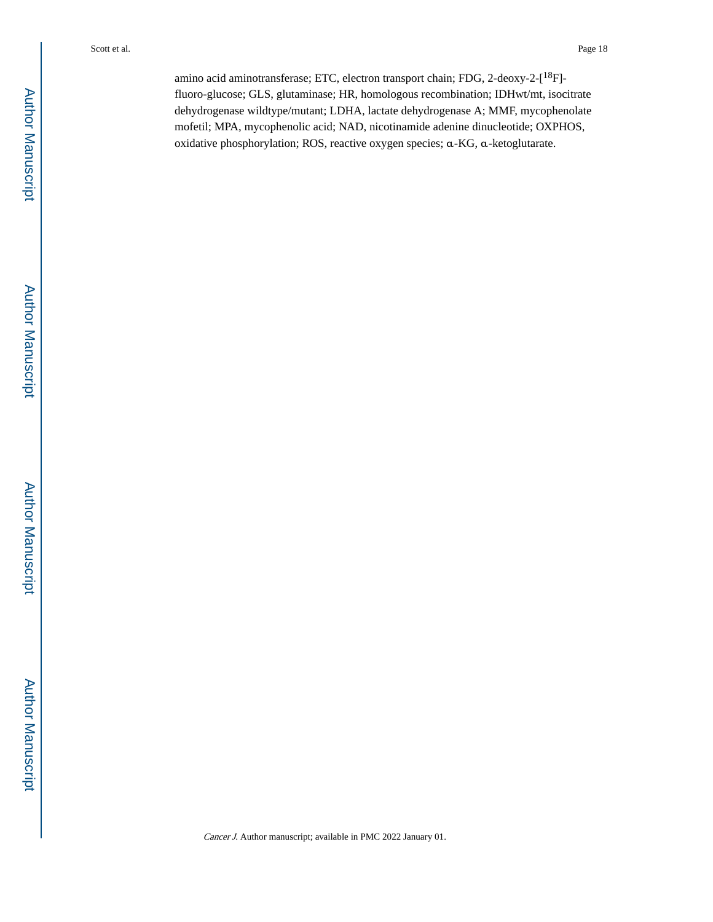amino acid aminotransferase; ETC, electron transport chain; FDG, 2-deoxy-2-[$^{18}$F]-fluoro-glucose; GLS, glutaminase; HR, homologous recombination; IDHwt/mt, isocitrate dehydrogenase wildtype/mutant; LDHA, lactate dehydrogenase A; MMF, mycophenolate mofetil; MPA, mycophenolic acid; NAD, nicotinamide adenine dinucleotide; OXPHOS, oxidative phosphorylation; ROS, reactive oxygen species; α-KG, α-ketoglutarate.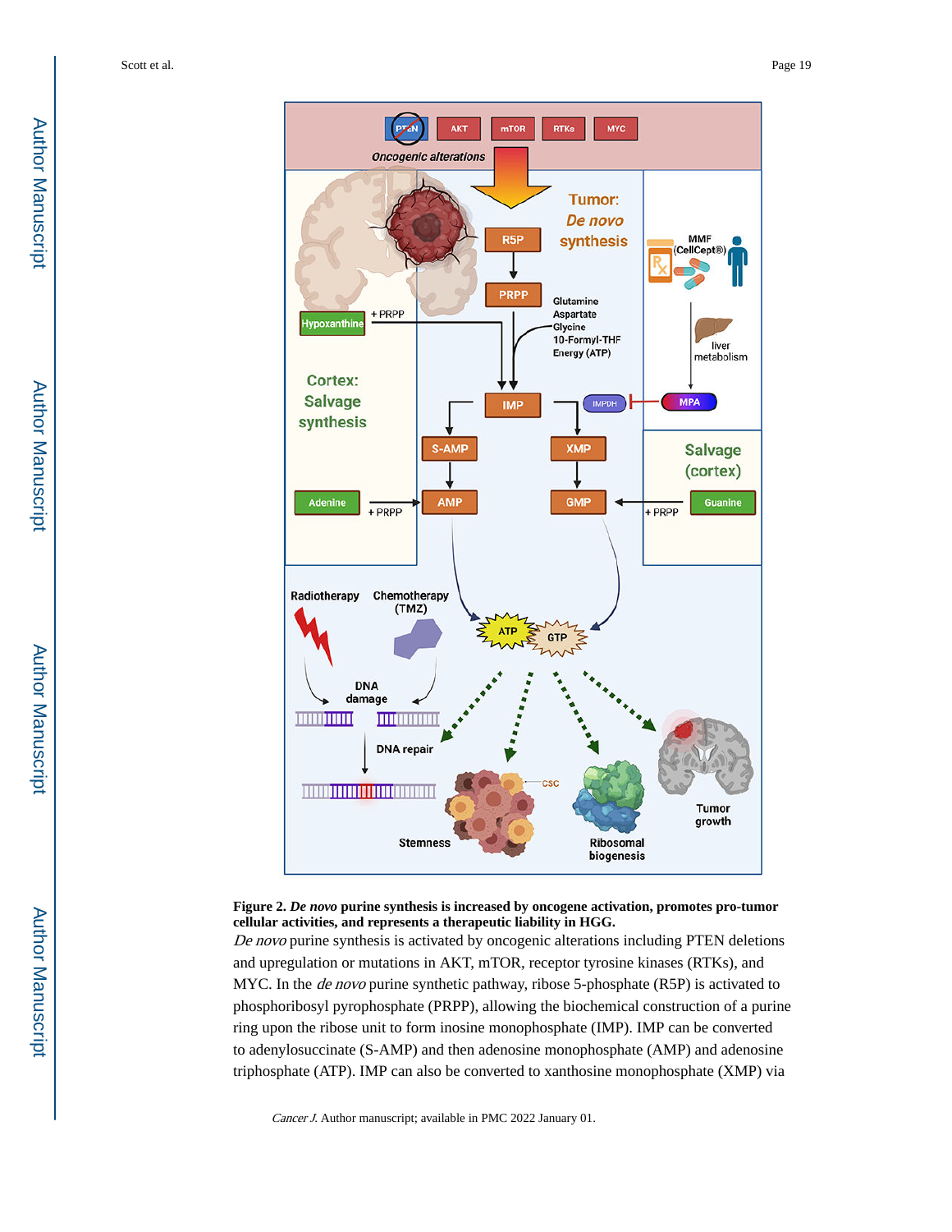Oncogenic alterations

PTEN AKT mTOR RTKs MYC

Tumor: De novo synthesis

R5P

PRPP

Glutamine
Aspartate
Glycine
10-Formyl-THF
Energy (ATP)

Hypoxanthine + PRPP

Cortex: Salvage synthesis

IMP

IMPDH

MPA

MMF (CellCept®)

liver metabolism

S-AMP

XMP

Salvage (cortex)

Adenine + PRPP

AMP

GMP

+ PRPP Guanine

Radiotherapy

Chemotherapy (TMZ)

ATP

GTP

DNA damage

DNA repair

CSC

Stemness

Ribosomal biogenesis

Tumor growth

**Figure 2. *De novo* purine synthesis is increased by oncogene activation, promotes pro-tumor cellular activities, and represents a therapeutic liability in HGG.**

*De novo* purine synthesis is activated by oncogenic alterations including PTEN deletions and upregulation or mutations in AKT, mTOR, receptor tyrosine kinases (RTKs), and MYC. In the *de novo* purine synthetic pathway, ribose 5-phosphate (R5P) is activated to phosphoribosyl pyrophosphate (PRPP), allowing the biochemical construction of a purine ring upon the ribose unit to form inosine monophosphate (IMP). IMP can be converted to adenylosuccinate (S-AMP) and then adenosine monophosphate (AMP) and adenosine triphosphate (ATP). IMP can also be converted to xanthosine monophosphate (XMP) via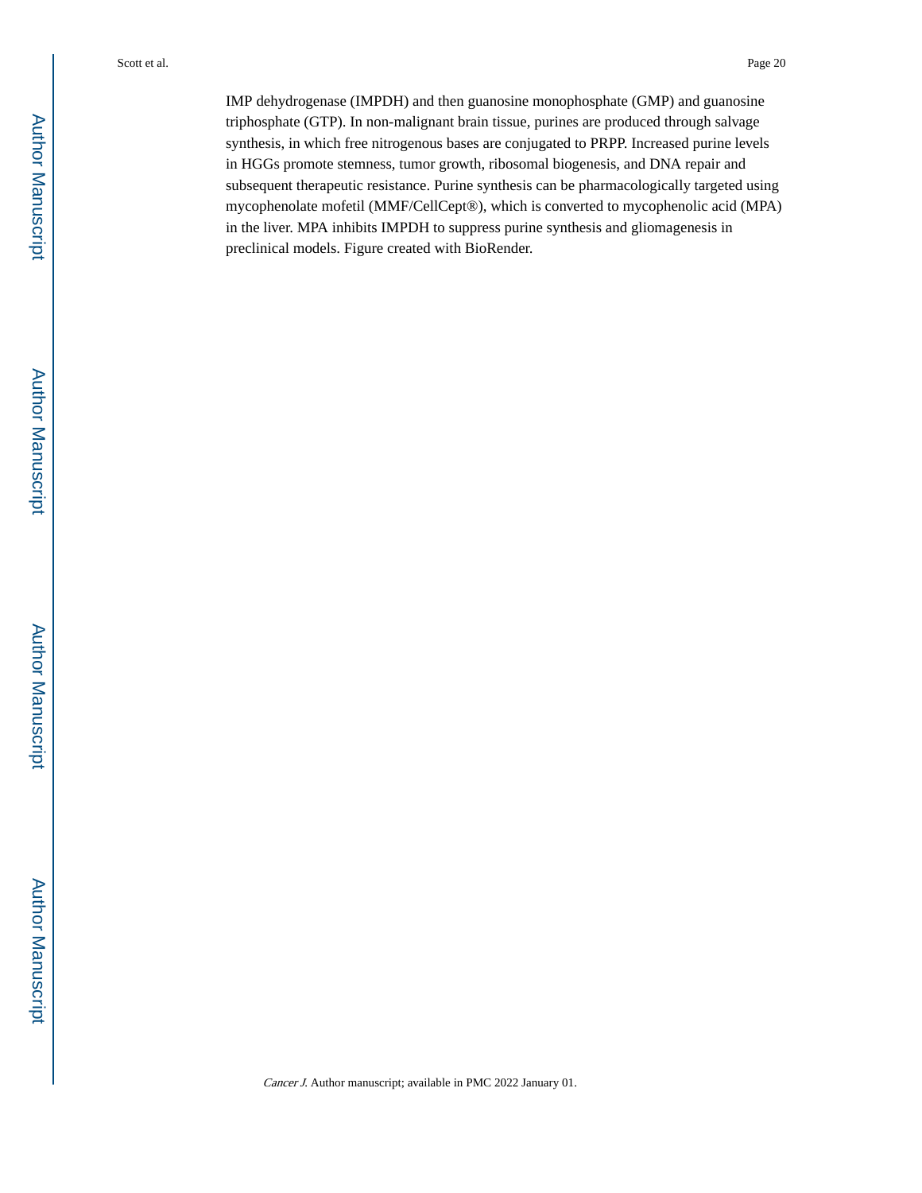IMP dehydrogenase (IMPDH) and then guanosine monophosphate (GMP) and guanosine triphosphate (GTP). In non-malignant brain tissue, purines are produced through salvage synthesis, in which free nitrogenous bases are conjugated to PRPP. Increased purine levels in HGGs promote stemness, tumor growth, ribosomal biogenesis, and DNA repair and subsequent therapeutic resistance. Purine synthesis can be pharmacologically targeted using mycophenolate mofetil (MMF/CellCept®), which is converted to mycophenolic acid (MPA) in the liver. MPA inhibits IMPDH to suppress purine synthesis and gliomagenesis in preclinical models. Figure created with BioRender.